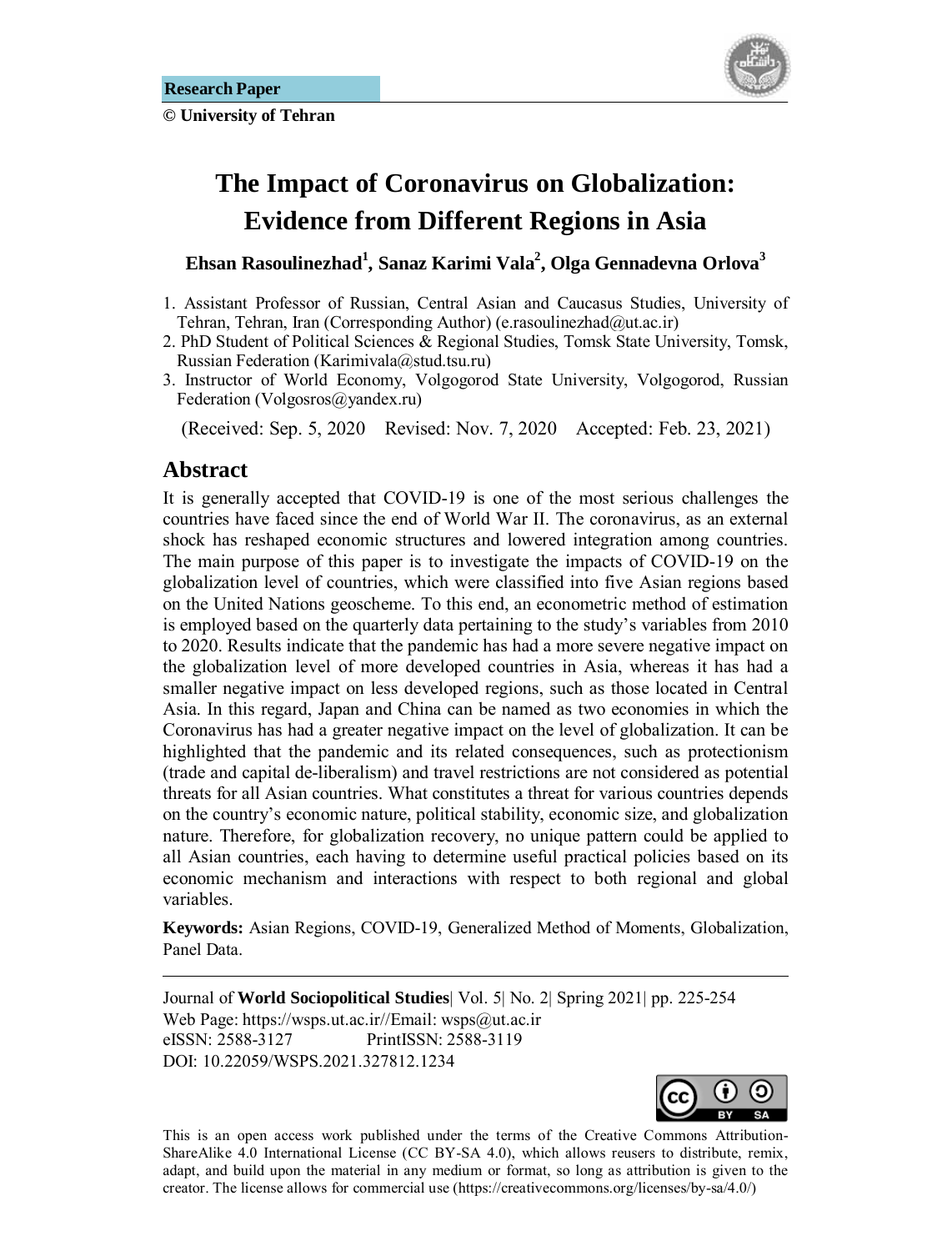**Research Paper**

**© University of Tehran**

# The Impact of Coronavirus on Globalization: Evidence from Different Regions in Asia

**Ehsan Rasoulinezhad[1], Sanaz Karimi Vala[2], Olga Gennadevna Orlova[3]**

1. Assistant Professor of Russian, Central Asian and Caucasus Studies, University of Tehran, Tehran, Iran (Corresponding Author) (e.rasoulinezhad@ut.ac.ir)
2. PhD Student of Political Sciences & Regional Studies, Tomsk State University, Tomsk, Russian Federation (Karimivala@stud.tsu.ru)
3. Instructor of World Economy, Volgogorod State University, Volgogorod, Russian Federation (Volgosros@yandex.ru)

(Received: Sep. 5, 2020 Revised: Nov. 7, 2020 Accepted: Feb. 23, 2021)

## Abstract

It is generally accepted that COVID-19 is one of the most serious challenges the countries have faced since the end of World War II. The coronavirus, as an external shock has reshaped economic structures and lowered integration among countries. The main purpose of this paper is to investigate the impacts of COVID-19 on the globalization level of countries, which were classified into five Asian regions based on the United Nations geoscheme. To this end, an econometric method of estimation is employed based on the quarterly data pertaining to the study's variables from 2010 to 2020. Results indicate that the pandemic has had a more severe negative impact on the globalization level of more developed countries in Asia, whereas it has had a smaller negative impact on less developed regions, such as those located in Central Asia. In this regard, Japan and China can be named as two economies in which the Coronavirus has had a greater negative impact on the level of globalization. It can be highlighted that the pandemic and its related consequences, such as protectionism (trade and capital de-liberalism) and travel restrictions are not considered as potential threats for all Asian countries. What constitutes a threat for various countries depends on the country's economic nature, political stability, economic size, and globalization nature. Therefore, for globalization recovery, no unique pattern could be applied to all Asian countries, each having to determine useful practical policies based on its economic mechanism and interactions with respect to both regional and global variables.

**Keywords:** Asian Regions, COVID-19, Generalized Method of Moments, Globalization, Panel Data.

---

Journal of **World Sociopolitical Studies**| Vol. 5| No. 2| Spring 2021| pp. 225-254
Web Page: https://wsps.ut.ac.ir//Email: wsps@ut.ac.ir
eISSN: 2588-3127 PrintISSN: 2588-3119
DOI: 10.22059/WSPS.2021.327812.1234

This is an open access work published under the terms of the Creative Commons Attribution-ShareAlike 4.0 International License (CC BY-SA 4.0), which allows reusers to distribute, remix, adapt, and build upon the material in any medium or format, so long as attribution is given to the creator. The license allows for commercial use (https://creativecommons.org/licenses/by-sa/4.0/)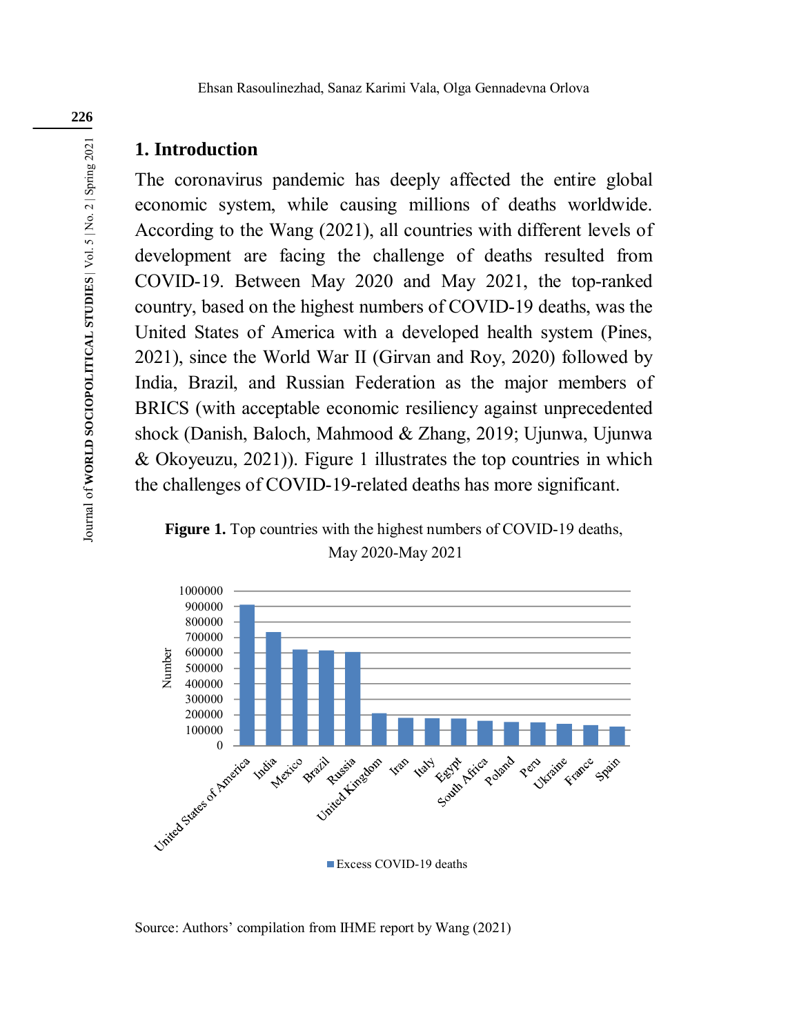## 1. Introduction

The coronavirus pandemic has deeply affected the entire global economic system, while causing millions of deaths worldwide. According to the Wang (2021), all countries with different levels of development are facing the challenge of deaths resulted from COVID-19. Between May 2020 and May 2021, the top-ranked country, based on the highest numbers of COVID-19 deaths, was the United States of America with a developed health system (Pines, 2021), since the World War II (Girvan and Roy, 2020) followed by India, Brazil, and Russian Federation as the major members of BRICS (with acceptable economic resiliency against unprecedented shock (Danish, Baloch, Mahmood & Zhang, 2019; Ujunwa, Ujunwa & Okoyeuzu, 2021)). Figure 1 illustrates the top countries in which the challenges of COVID-19-related deaths has more significant.

**Figure 1.** Top countries with the highest numbers of COVID-19 deaths, May 2020-May 2021

Source: Authors' compilation from IHME report by Wang (2021)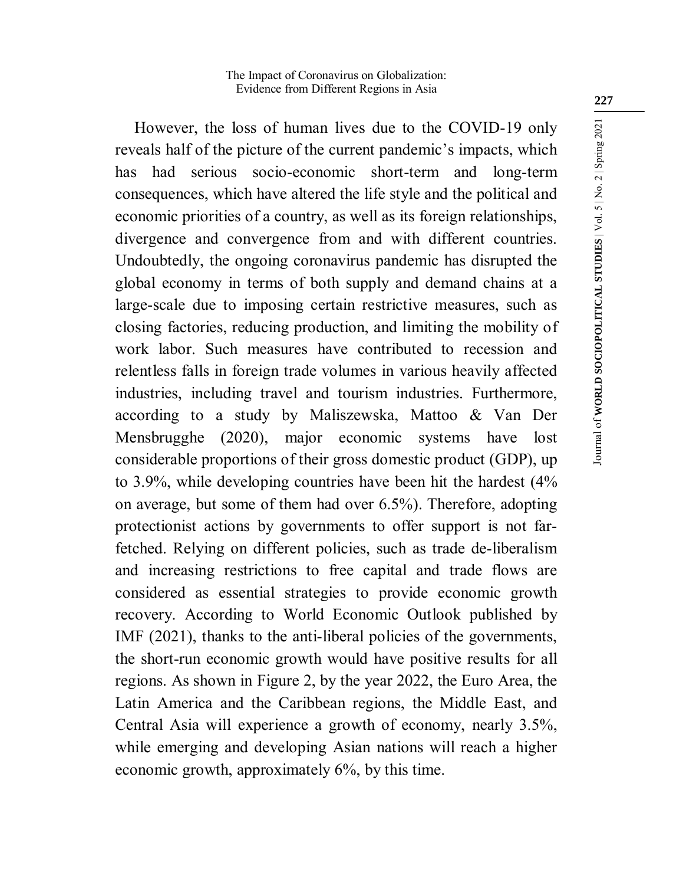However, the loss of human lives due to the COVID-19 only reveals half of the picture of the current pandemic's impacts, which has had serious socio-economic short-term and long-term consequences, which have altered the life style and the political and economic priorities of a country, as well as its foreign relationships, divergence and convergence from and with different countries. Undoubtedly, the ongoing coronavirus pandemic has disrupted the global economy in terms of both supply and demand chains at a large-scale due to imposing certain restrictive measures, such as closing factories, reducing production, and limiting the mobility of work labor. Such measures have contributed to recession and relentless falls in foreign trade volumes in various heavily affected industries, including travel and tourism industries. Furthermore, according to a study by Maliszewska, Mattoo & Van Der Mensbrugghe (2020), major economic systems have lost considerable proportions of their gross domestic product (GDP), up to 3.9%, while developing countries have been hit the hardest (4% on average, but some of them had over 6.5%). Therefore, adopting protectionist actions by governments to offer support is not far-fetched. Relying on different policies, such as trade de-liberalism and increasing restrictions to free capital and trade flows are considered as essential strategies to provide economic growth recovery. According to World Economic Outlook published by IMF (2021), thanks to the anti-liberal policies of the governments, the short-run economic growth would have positive results for all regions. As shown in Figure 2, by the year 2022, the Euro Area, the Latin America and the Caribbean regions, the Middle East, and Central Asia will experience a growth of economy, nearly 3.5%, while emerging and developing Asian nations will reach a higher economic growth, approximately 6%, by this time.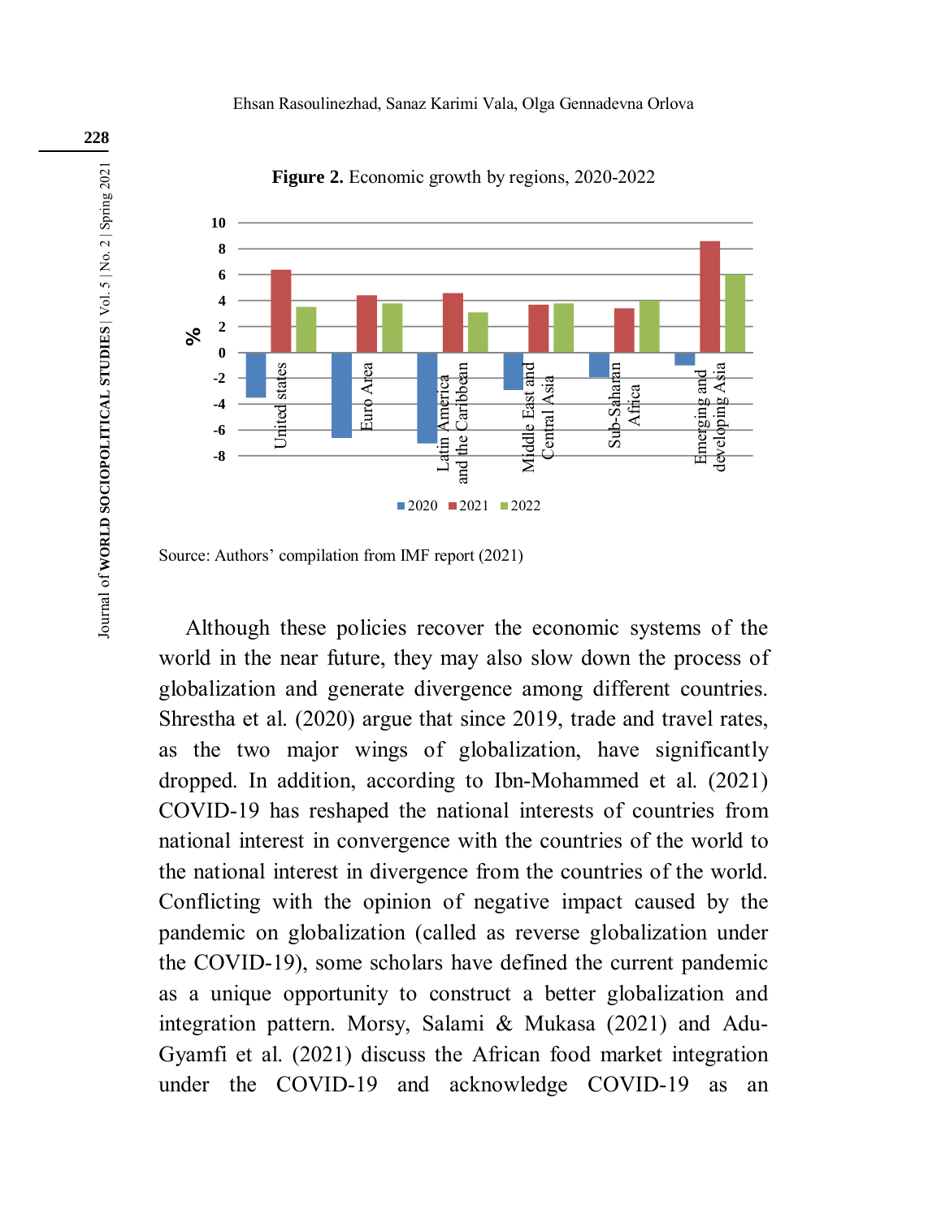**Figure 2.** Economic growth by regions, 2020-2022

Source: Authors' compilation from IMF report (2021)

Although these policies recover the economic systems of the world in the near future, they may also slow down the process of globalization and generate divergence among different countries. Shrestha et al. (2020) argue that since 2019, trade and travel rates, as the two major wings of globalization, have significantly dropped. In addition, according to Ibn-Mohammed et al. (2021) COVID-19 has reshaped the national interests of countries from national interest in convergence with the countries of the world to the national interest in divergence from the countries of the world. Conflicting with the opinion of negative impact caused by the pandemic on globalization (called as reverse globalization under the COVID-19), some scholars have defined the current pandemic as a unique opportunity to construct a better globalization and integration pattern. Morsy, Salami & Mukasa (2021) and Adu-Gyamfi et al. (2021) discuss the African food market integration under the COVID-19 and acknowledge COVID-19 as an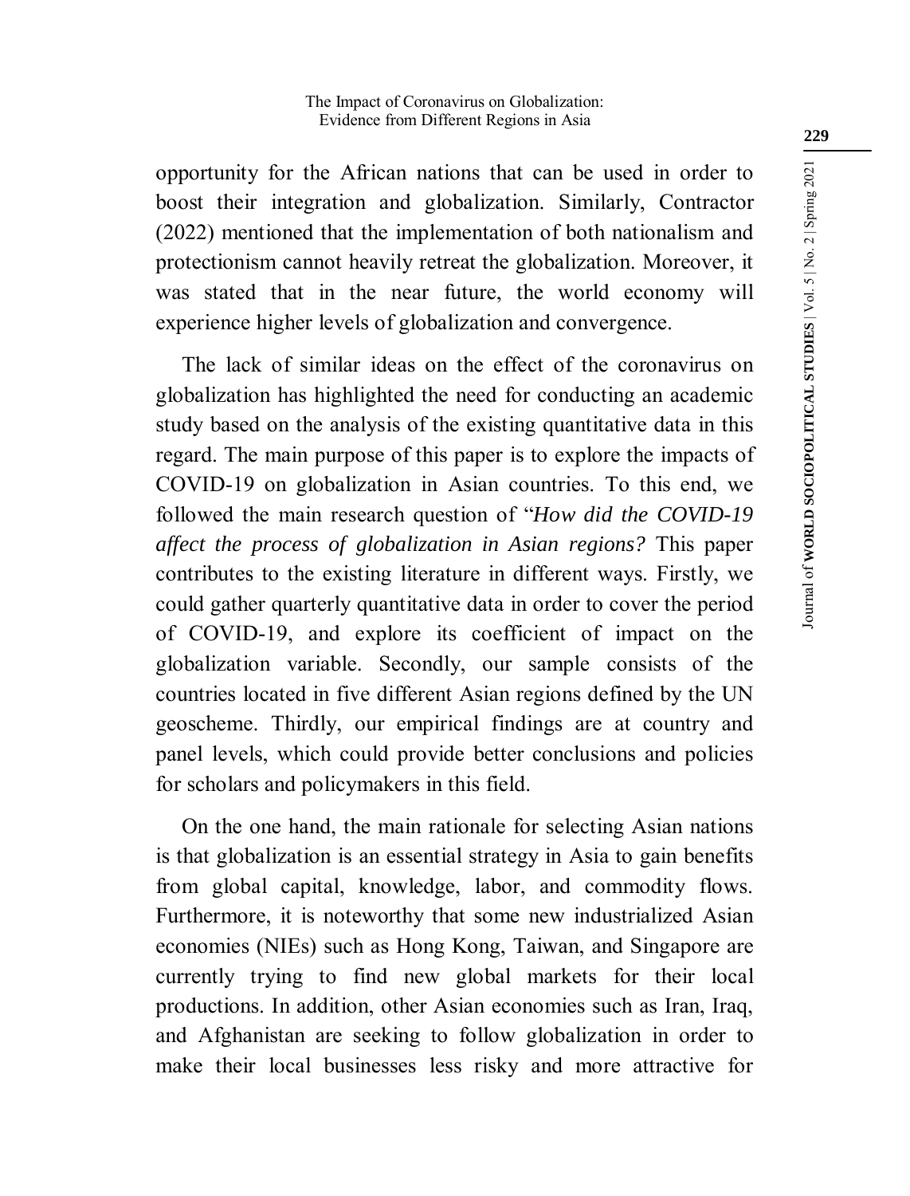opportunity for the African nations that can be used in order to boost their integration and globalization. Similarly, Contractor (2022) mentioned that the implementation of both nationalism and protectionism cannot heavily retreat the globalization. Moreover, it was stated that in the near future, the world economy will experience higher levels of globalization and convergence.

The lack of similar ideas on the effect of the coronavirus on globalization has highlighted the need for conducting an academic study based on the analysis of the existing quantitative data in this regard. The main purpose of this paper is to explore the impacts of COVID-19 on globalization in Asian countries. To this end, we followed the main research question of "*How did the COVID-19 affect the process of globalization in Asian regions?* This paper contributes to the existing literature in different ways. Firstly, we could gather quarterly quantitative data in order to cover the period of COVID-19, and explore its coefficient of impact on the globalization variable. Secondly, our sample consists of the countries located in five different Asian regions defined by the UN geoscheme. Thirdly, our empirical findings are at country and panel levels, which could provide better conclusions and policies for scholars and policymakers in this field.

On the one hand, the main rationale for selecting Asian nations is that globalization is an essential strategy in Asia to gain benefits from global capital, knowledge, labor, and commodity flows. Furthermore, it is noteworthy that some new industrialized Asian economies (NIEs) such as Hong Kong, Taiwan, and Singapore are currently trying to find new global markets for their local productions. In addition, other Asian economies such as Iran, Iraq, and Afghanistan are seeking to follow globalization in order to make their local businesses less risky and more attractive for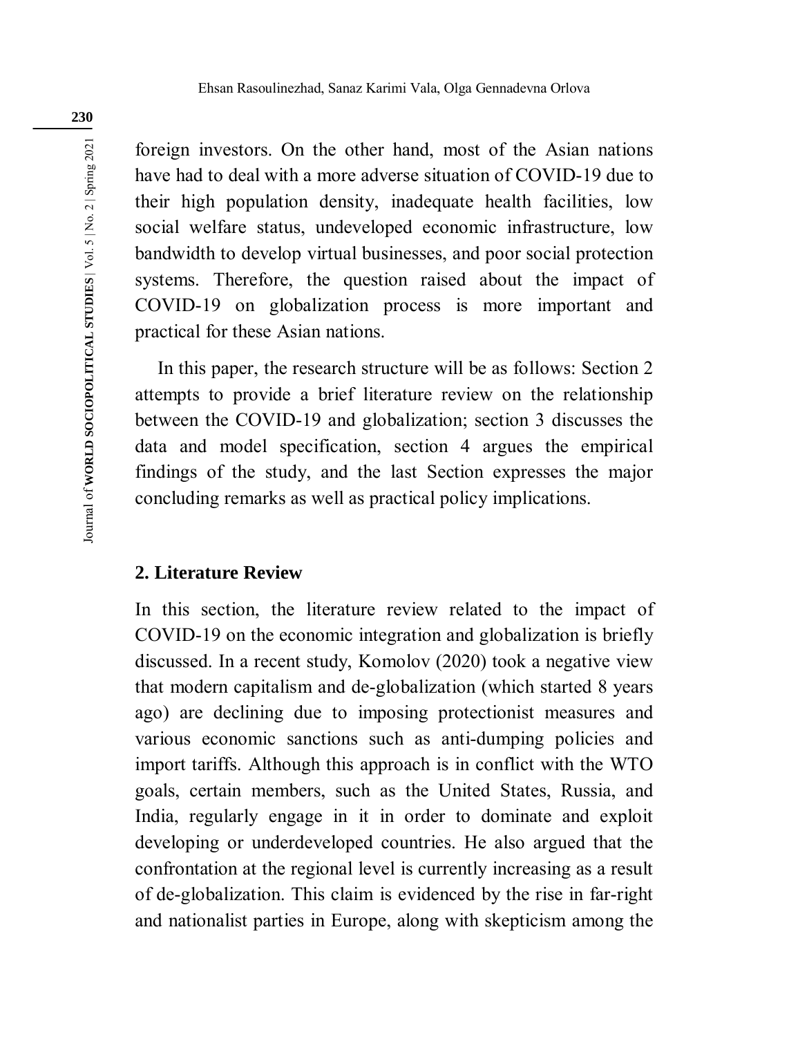foreign investors. On the other hand, most of the Asian nations have had to deal with a more adverse situation of COVID-19 due to their high population density, inadequate health facilities, low social welfare status, undeveloped economic infrastructure, low bandwidth to develop virtual businesses, and poor social protection systems. Therefore, the question raised about the impact of COVID-19 on globalization process is more important and practical for these Asian nations.

In this paper, the research structure will be as follows: Section 2 attempts to provide a brief literature review on the relationship between the COVID-19 and globalization; section 3 discusses the data and model specification, section 4 argues the empirical findings of the study, and the last Section expresses the major concluding remarks as well as practical policy implications.

## 2. Literature Review

In this section, the literature review related to the impact of COVID-19 on the economic integration and globalization is briefly discussed. In a recent study, Komolov (2020) took a negative view that modern capitalism and de-globalization (which started 8 years ago) are declining due to imposing protectionist measures and various economic sanctions such as anti-dumping policies and import tariffs. Although this approach is in conflict with the WTO goals, certain members, such as the United States, Russia, and India, regularly engage in it in order to dominate and exploit developing or underdeveloped countries. He also argued that the confrontation at the regional level is currently increasing as a result of de-globalization. This claim is evidenced by the rise in far-right and nationalist parties in Europe, along with skepticism among the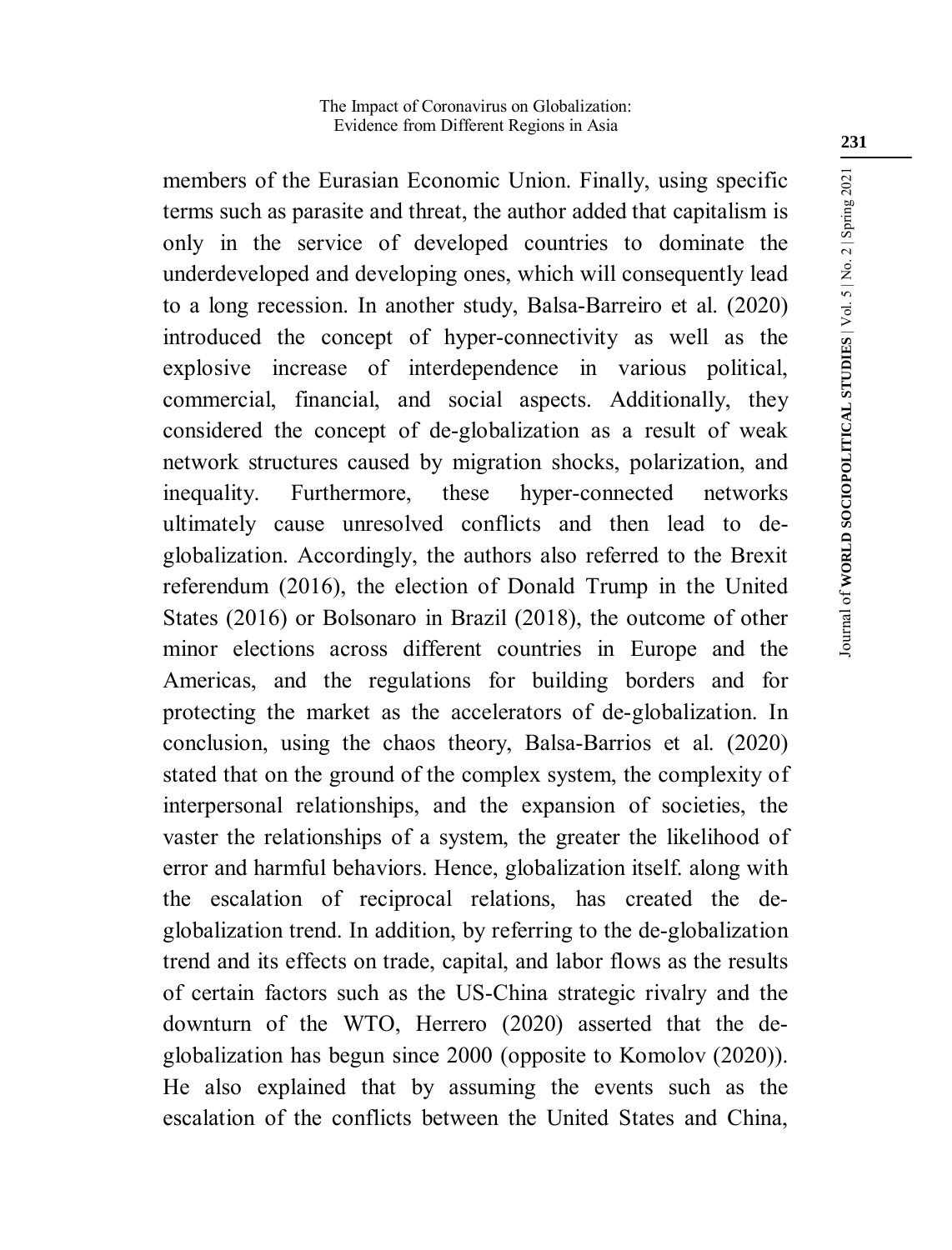members of the Eurasian Economic Union. Finally, using specific terms such as parasite and threat, the author added that capitalism is only in the service of developed countries to dominate the underdeveloped and developing ones, which will consequently lead to a long recession. In another study, Balsa-Barreiro et al. (2020) introduced the concept of hyper-connectivity as well as the explosive increase of interdependence in various political, commercial, financial, and social aspects. Additionally, they considered the concept of de-globalization as a result of weak network structures caused by migration shocks, polarization, and inequality. Furthermore, these hyper-connected networks ultimately cause unresolved conflicts and then lead to de-globalization. Accordingly, the authors also referred to the Brexit referendum (2016), the election of Donald Trump in the United States (2016) or Bolsonaro in Brazil (2018), the outcome of other minor elections across different countries in Europe and the Americas, and the regulations for building borders and for protecting the market as the accelerators of de-globalization. In conclusion, using the chaos theory, Balsa-Barrios et al. (2020) stated that on the ground of the complex system, the complexity of interpersonal relationships, and the expansion of societies, the vaster the relationships of a system, the greater the likelihood of error and harmful behaviors. Hence, globalization itself. along with the escalation of reciprocal relations, has created the de-globalization trend. In addition, by referring to the de-globalization trend and its effects on trade, capital, and labor flows as the results of certain factors such as the US-China strategic rivalry and the downturn of the WTO, Herrero (2020) asserted that the de-globalization has begun since 2000 (opposite to Komolov (2020)). He also explained that by assuming the events such as the escalation of the conflicts between the United States and China,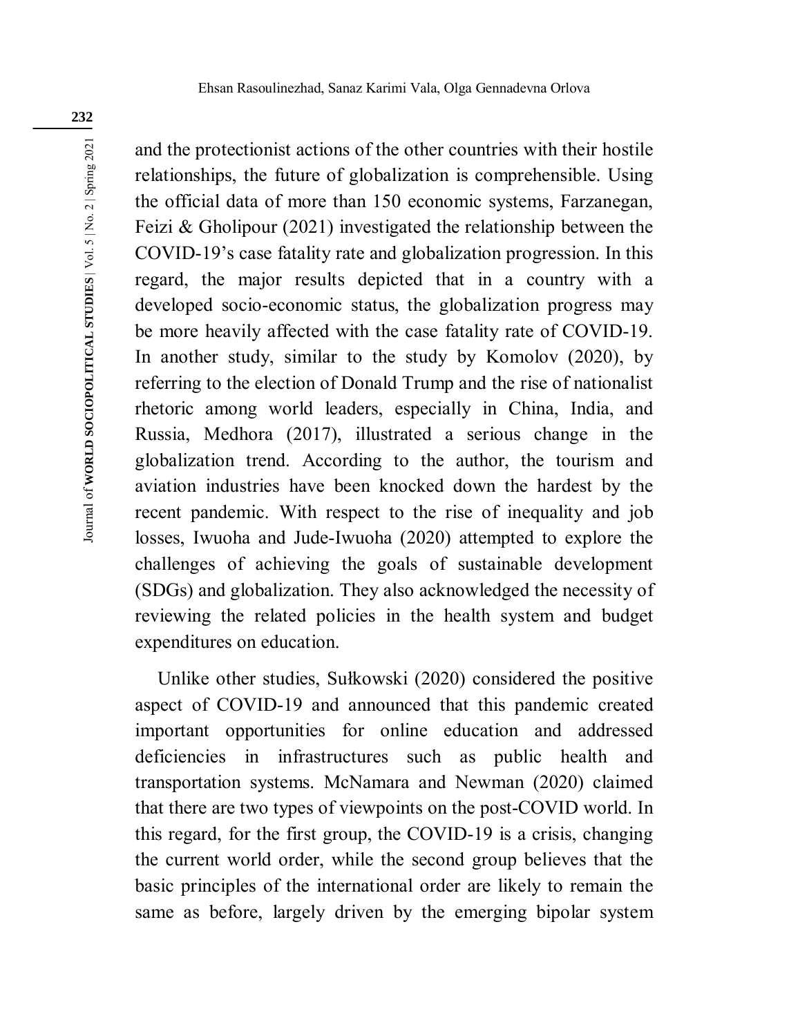and the protectionist actions of the other countries with their hostile relationships, the future of globalization is comprehensible. Using the official data of more than 150 economic systems, Farzanegan, Feizi & Gholipour (2021) investigated the relationship between the COVID-19's case fatality rate and globalization progression. In this regard, the major results depicted that in a country with a developed socio-economic status, the globalization progress may be more heavily affected with the case fatality rate of COVID-19. In another study, similar to the study by Komolov (2020), by referring to the election of Donald Trump and the rise of nationalist rhetoric among world leaders, especially in China, India, and Russia, Medhora (2017), illustrated a serious change in the globalization trend. According to the author, the tourism and aviation industries have been knocked down the hardest by the recent pandemic. With respect to the rise of inequality and job losses, Iwuoha and Jude-Iwuoha (2020) attempted to explore the challenges of achieving the goals of sustainable development (SDGs) and globalization. They also acknowledged the necessity of reviewing the related policies in the health system and budget expenditures on education.

Unlike other studies, Sułkowski (2020) considered the positive aspect of COVID-19 and announced that this pandemic created important opportunities for online education and addressed deficiencies in infrastructures such as public health and transportation systems. McNamara and Newman (2020) claimed that there are two types of viewpoints on the post-COVID world. In this regard, for the first group, the COVID-19 is a crisis, changing the current world order, while the second group believes that the basic principles of the international order are likely to remain the same as before, largely driven by the emerging bipolar system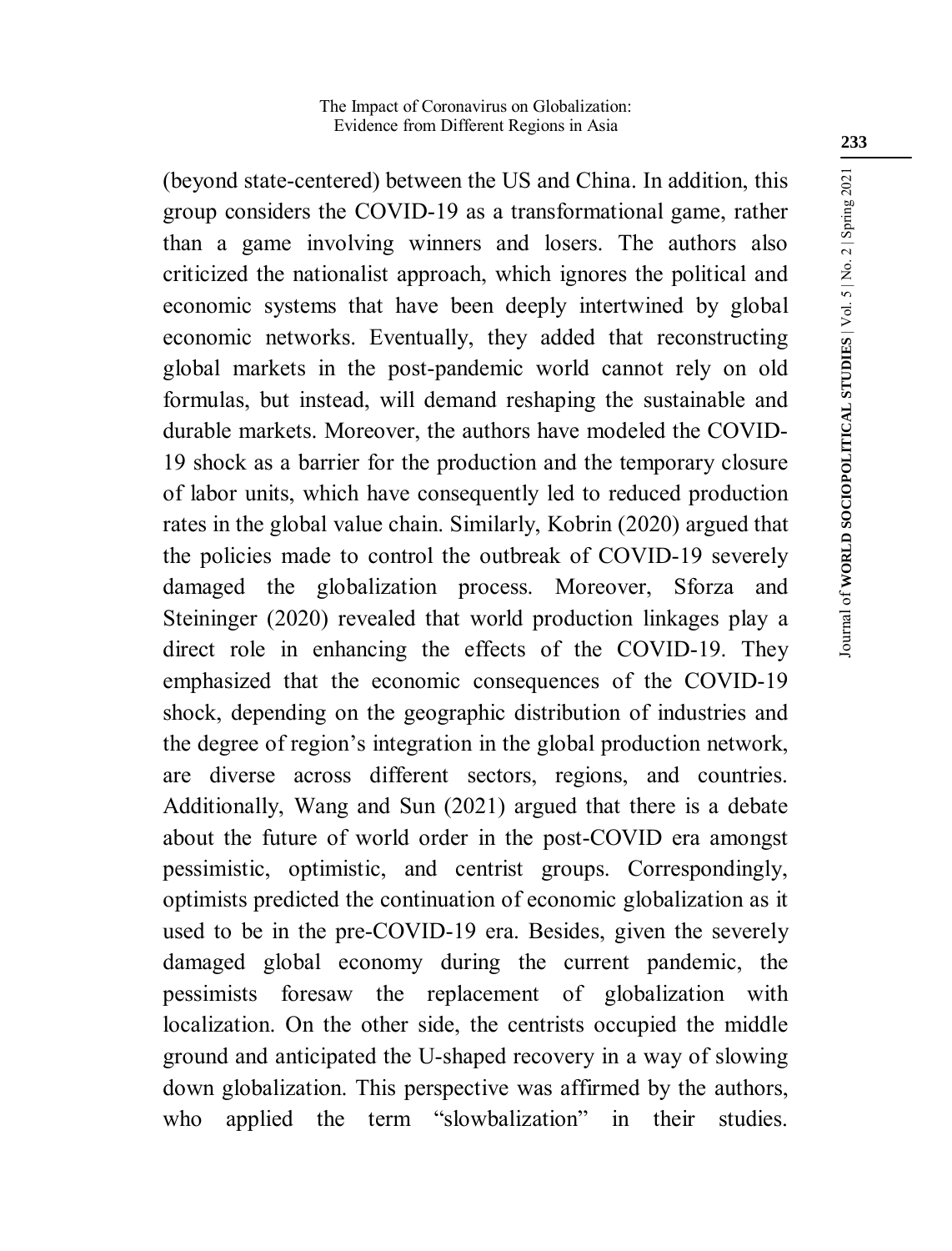(beyond state-centered) between the US and China. In addition, this group considers the COVID-19 as a transformational game, rather than a game involving winners and losers. The authors also criticized the nationalist approach, which ignores the political and economic systems that have been deeply intertwined by global economic networks. Eventually, they added that reconstructing global markets in the post-pandemic world cannot rely on old formulas, but instead, will demand reshaping the sustainable and durable markets. Moreover, the authors have modeled the COVID-19 shock as a barrier for the production and the temporary closure of labor units, which have consequently led to reduced production rates in the global value chain. Similarly, Kobrin (2020) argued that the policies made to control the outbreak of COVID-19 severely damaged the globalization process. Moreover, Sforza and Steininger (2020) revealed that world production linkages play a direct role in enhancing the effects of the COVID-19. They emphasized that the economic consequences of the COVID-19 shock, depending on the geographic distribution of industries and the degree of region's integration in the global production network, are diverse across different sectors, regions, and countries. Additionally, Wang and Sun (2021) argued that there is a debate about the future of world order in the post-COVID era amongst pessimistic, optimistic, and centrist groups. Correspondingly, optimists predicted the continuation of economic globalization as it used to be in the pre-COVID-19 era. Besides, given the severely damaged global economy during the current pandemic, the pessimists foresaw the replacement of globalization with localization. On the other side, the centrists occupied the middle ground and anticipated the U-shaped recovery in a way of slowing down globalization. This perspective was affirmed by the authors, who applied the term "slowbalization" in their studies.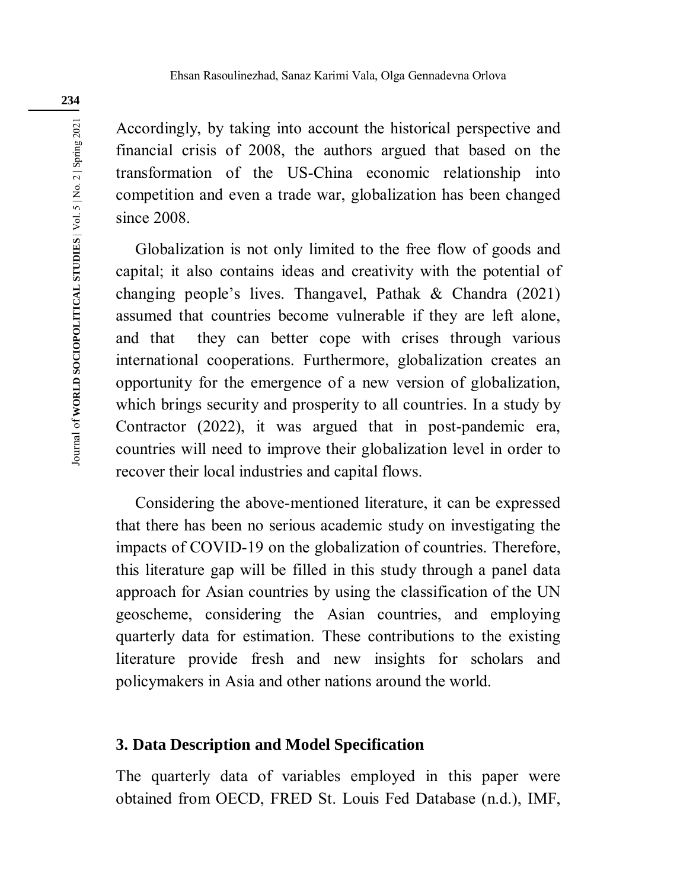Accordingly, by taking into account the historical perspective and financial crisis of 2008, the authors argued that based on the transformation of the US-China economic relationship into competition and even a trade war, globalization has been changed since 2008.

Globalization is not only limited to the free flow of goods and capital; it also contains ideas and creativity with the potential of changing people's lives. Thangavel, Pathak & Chandra (2021) assumed that countries become vulnerable if they are left alone, and that they can better cope with crises through various international cooperations. Furthermore, globalization creates an opportunity for the emergence of a new version of globalization, which brings security and prosperity to all countries. In a study by Contractor (2022), it was argued that in post-pandemic era, countries will need to improve their globalization level in order to recover their local industries and capital flows.

Considering the above-mentioned literature, it can be expressed that there has been no serious academic study on investigating the impacts of COVID-19 on the globalization of countries. Therefore, this literature gap will be filled in this study through a panel data approach for Asian countries by using the classification of the UN geoscheme, considering the Asian countries, and employing quarterly data for estimation. These contributions to the existing literature provide fresh and new insights for scholars and policymakers in Asia and other nations around the world.

## 3. Data Description and Model Specification

The quarterly data of variables employed in this paper were obtained from OECD, FRED St. Louis Fed Database (n.d.), IMF,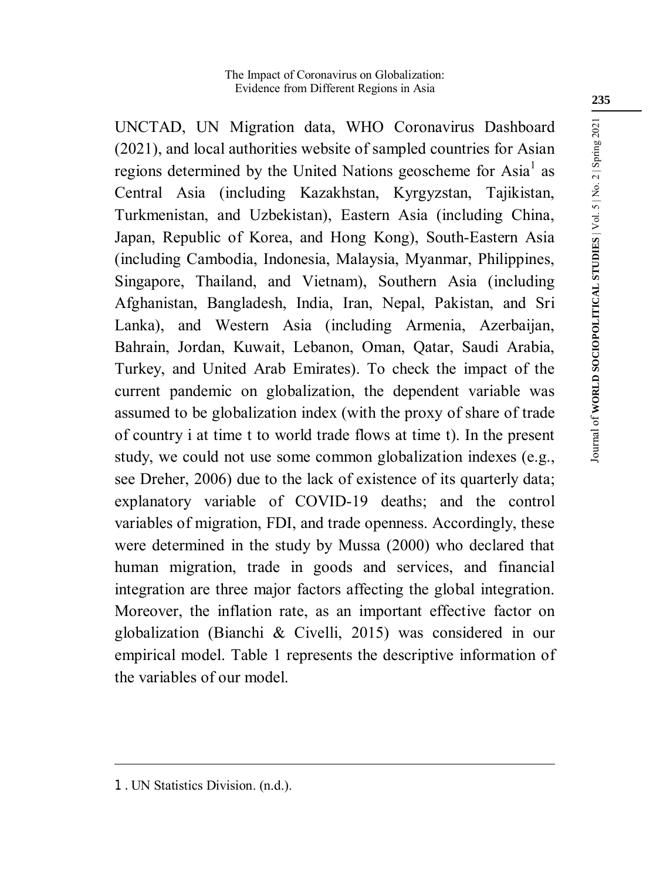UNCTAD, UN Migration data, WHO Coronavirus Dashboard (2021), and local authorities website of sampled countries for Asian regions determined by the United Nations geoscheme for Asia[1] as Central Asia (including Kazakhstan, Kyrgyzstan, Tajikistan, Turkmenistan, and Uzbekistan), Eastern Asia (including China, Japan, Republic of Korea, and Hong Kong), South-Eastern Asia (including Cambodia, Indonesia, Malaysia, Myanmar, Philippines, Singapore, Thailand, and Vietnam), Southern Asia (including Afghanistan, Bangladesh, India, Iran, Nepal, Pakistan, and Sri Lanka), and Western Asia (including Armenia, Azerbaijan, Bahrain, Jordan, Kuwait, Lebanon, Oman, Qatar, Saudi Arabia, Turkey, and United Arab Emirates). To check the impact of the current pandemic on globalization, the dependent variable was assumed to be globalization index (with the proxy of share of trade of country i at time t to world trade flows at time t). In the present study, we could not use some common globalization indexes (e.g., see Dreher, 2006) due to the lack of existence of its quarterly data; explanatory variable of COVID-19 deaths; and the control variables of migration, FDI, and trade openness. Accordingly, these were determined in the study by Mussa (2000) who declared that human migration, trade in goods and services, and financial integration are three major factors affecting the global integration. Moreover, the inflation rate, as an important effective factor on globalization (Bianchi & Civelli, 2015) was considered in our empirical model. Table 1 represents the descriptive information of the variables of our model.

---

1. UN Statistics Division. (n.d.).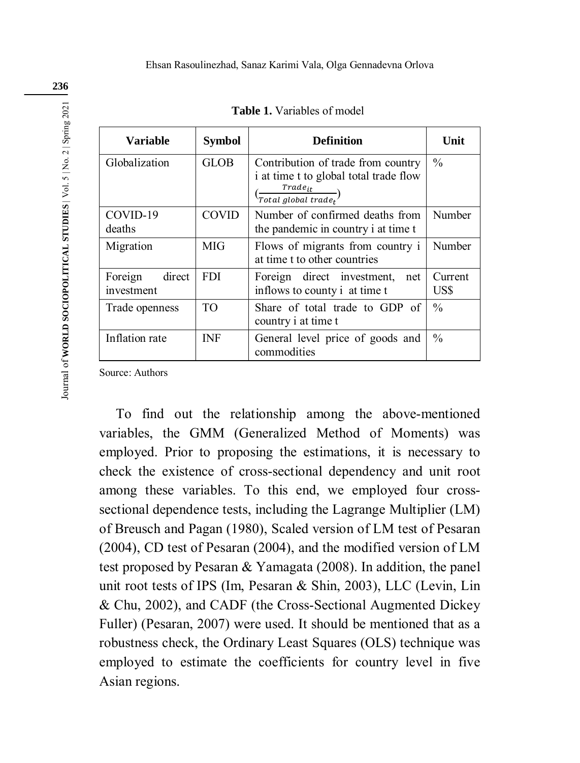**Table 1.** Variables of model

| Variable | Symbol | Definition | Unit |
|---|---|---|---|
| Globalization | GLOB | Contribution of trade from country i at time t to global total trade flow ($\frac{Trade_{it}}{Total\ global\ trade_t}$) | % |
| COVID-19 deaths | COVID | Number of confirmed deaths from the pandemic in country i at time t | Number |
| Migration | MIG | Flows of migrants from country i at time t to other countries | Number |
| Foreign direct investment | FDI | Foreign direct investment, net inflows to county i at time t | Current US$ |
| Trade openness | TO | Share of total trade to GDP of country i at time t | % |
| Inflation rate | INF | General level price of goods and commodities | % |

Source: Authors

To find out the relationship among the above-mentioned variables, the GMM (Generalized Method of Moments) was employed. Prior to proposing the estimations, it is necessary to check the existence of cross-sectional dependency and unit root among these variables. To this end, we employed four cross-sectional dependence tests, including the Lagrange Multiplier (LM) of Breusch and Pagan (1980), Scaled version of LM test of Pesaran (2004), CD test of Pesaran (2004), and the modified version of LM test proposed by Pesaran & Yamagata (2008). In addition, the panel unit root tests of IPS (Im, Pesaran & Shin, 2003), LLC (Levin, Lin & Chu, 2002), and CADF (the Cross-Sectional Augmented Dickey Fuller) (Pesaran, 2007) were used. It should be mentioned that as a robustness check, the Ordinary Least Squares (OLS) technique was employed to estimate the coefficients for country level in five Asian regions.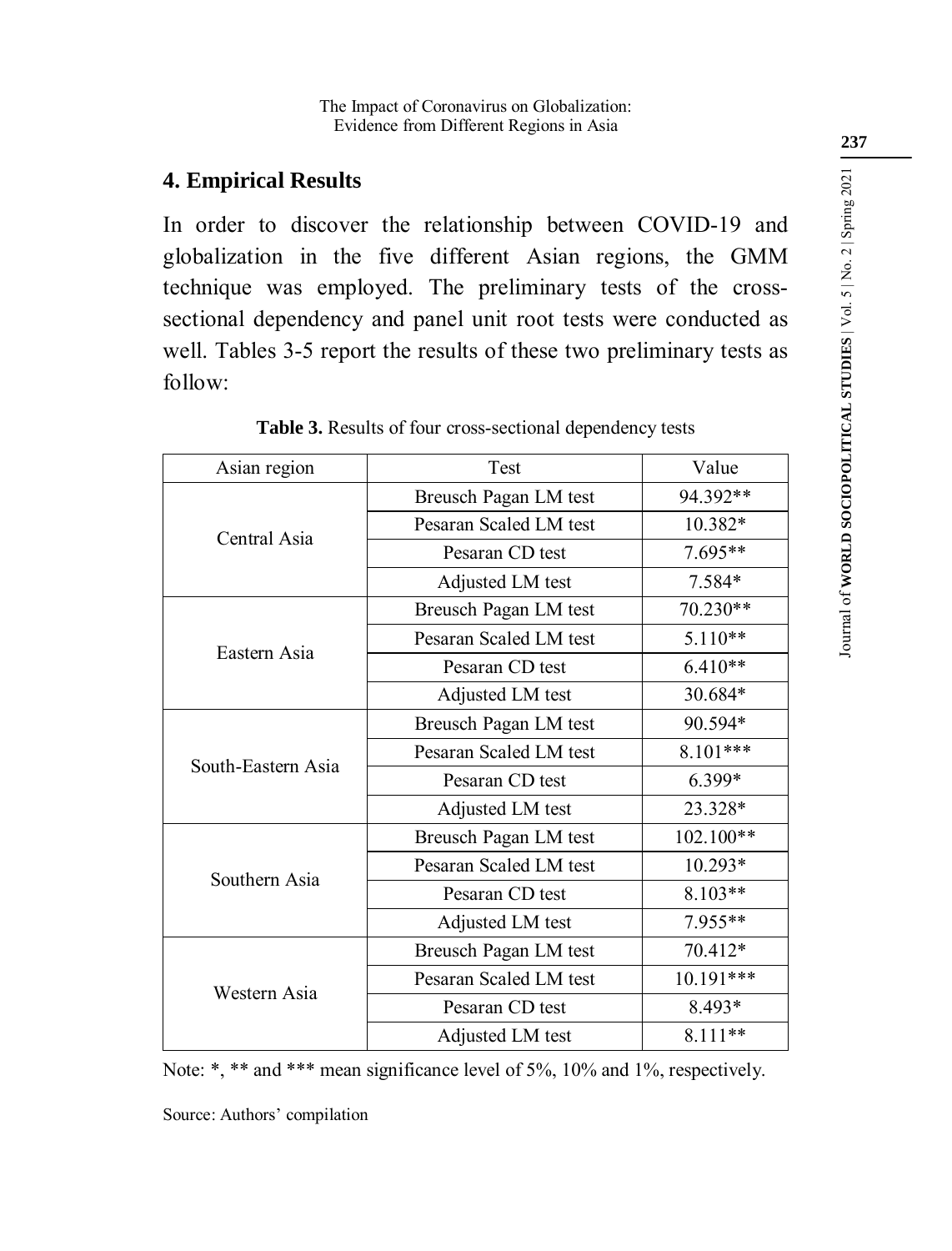## 4. Empirical Results

In order to discover the relationship between COVID-19 and globalization in the five different Asian regions, the GMM technique was employed. The preliminary tests of the cross-sectional dependency and panel unit root tests were conducted as well. Tables 3-5 report the results of these two preliminary tests as follow:

**Table 3.** Results of four cross-sectional dependency tests

| Asian region | Test | Value |
|---|---|---|
| Central Asia | Breusch Pagan LM test | 94.392** |
| | Pesaran Scaled LM test | 10.382* |
| | Pesaran CD test | 7.695** |
| | Adjusted LM test | 7.584* |
| Eastern Asia | Breusch Pagan LM test | 70.230** |
| | Pesaran Scaled LM test | 5.110** |
| | Pesaran CD test | 6.410** |
| | Adjusted LM test | 30.684* |
| South-Eastern Asia | Breusch Pagan LM test | 90.594* |
| | Pesaran Scaled LM test | 8.101*** |
| | Pesaran CD test | 6.399* |
| | Adjusted LM test | 23.328* |
| Southern Asia | Breusch Pagan LM test | 102.100** |
| | Pesaran Scaled LM test | 10.293* |
| | Pesaran CD test | 8.103** |
| | Adjusted LM test | 7.955** |
| Western Asia | Breusch Pagan LM test | 70.412* |
| | Pesaran Scaled LM test | 10.191*** |
| | Pesaran CD test | 8.493* |
| | Adjusted LM test | 8.111** |

Note: *, ** and *** mean significance level of 5%, 10% and 1%, respectively.

Source: Authors' compilation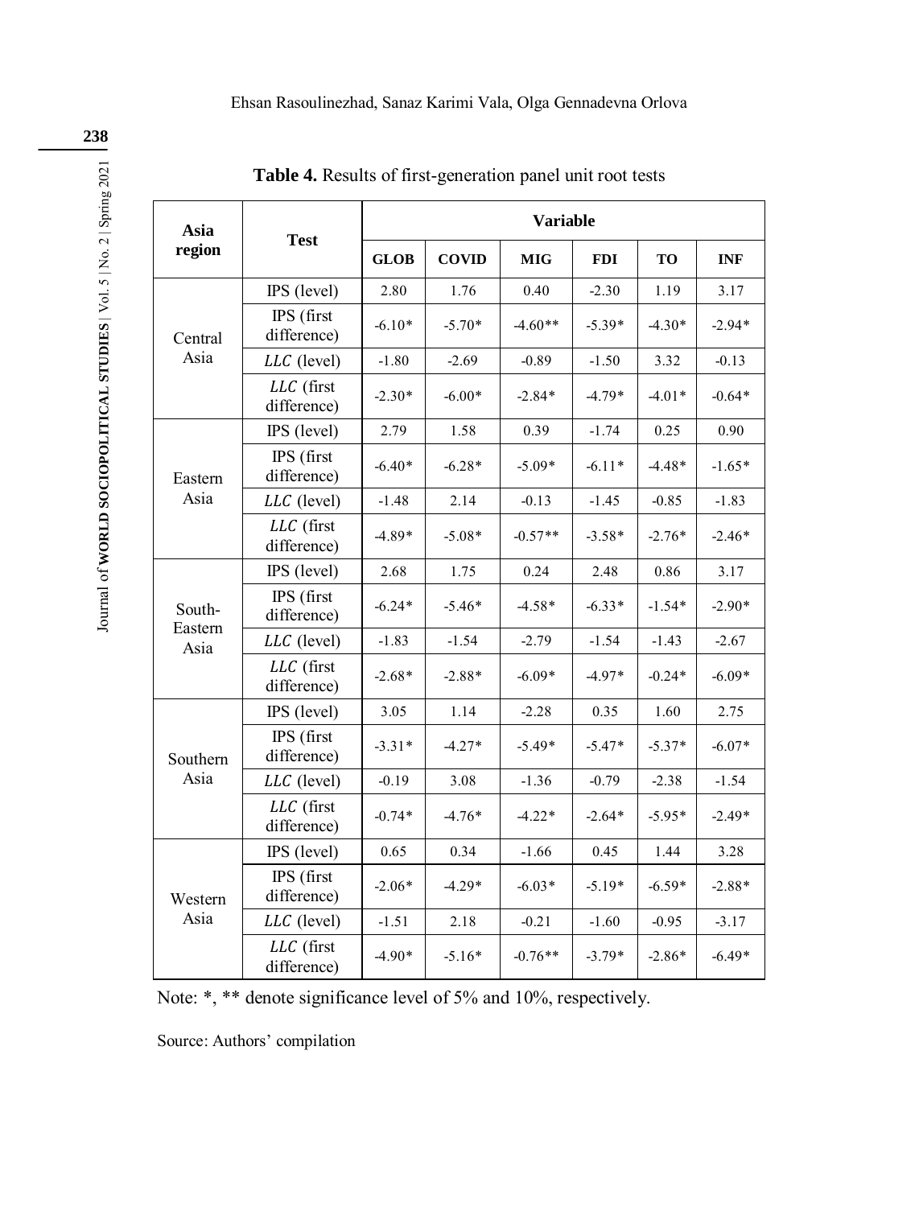**Table 4.** Results of first-generation panel unit root tests

| Asia region | Test | Variable | | | | | |
|---|---|---|---|---|---|---|---|
| | | **GLOB** | **COVID** | **MIG** | **FDI** | **TO** | **INF** |
| Central Asia | IPS (level) | 2.80 | 1.76 | 0.40 | -2.30 | 1.19 | 3.17 |
| | IPS (first difference) | -6.10* | -5.70* | -4.60** | -5.39* | -4.30* | -2.94* |
| | *LLC* (level) | -1.80 | -2.69 | -0.89 | -1.50 | 3.32 | -0.13 |
| | *LLC* (first difference) | -2.30* | -6.00* | -2.84* | -4.79* | -4.01* | -0.64* |
| Eastern Asia | IPS (level) | 2.79 | 1.58 | 0.39 | -1.74 | 0.25 | 0.90 |
| | IPS (first difference) | -6.40* | -6.28* | -5.09* | -6.11* | -4.48* | -1.65* |
| | *LLC* (level) | -1.48 | 2.14 | -0.13 | -1.45 | -0.85 | -1.83 |
| | *LLC* (first difference) | -4.89* | -5.08* | -0.57** | -3.58* | -2.76* | -2.46* |
| South-Eastern Asia | IPS (level) | 2.68 | 1.75 | 0.24 | 2.48 | 0.86 | 3.17 |
| | IPS (first difference) | -6.24* | -5.46* | -4.58* | -6.33* | -1.54* | -2.90* |
| | *LLC* (level) | -1.83 | -1.54 | -2.79 | -1.54 | -1.43 | -2.67 |
| | *LLC* (first difference) | -2.68* | -2.88* | -6.09* | -4.97* | -0.24* | -6.09* |
| Southern Asia | IPS (level) | 3.05 | 1.14 | -2.28 | 0.35 | 1.60 | 2.75 |
| | IPS (first difference) | -3.31* | -4.27* | -5.49* | -5.47* | -5.37* | -6.07* |
| | *LLC* (level) | -0.19 | 3.08 | -1.36 | -0.79 | -2.38 | -1.54 |
| | *LLC* (first difference) | -0.74* | -4.76* | -4.22* | -2.64* | -5.95* | -2.49* |
| Western Asia | IPS (level) | 0.65 | 0.34 | -1.66 | 0.45 | 1.44 | 3.28 |
| | IPS (first difference) | -2.06* | -4.29* | -6.03* | -5.19* | -6.59* | -2.88* |
| | *LLC* (level) | -1.51 | 2.18 | -0.21 | -1.60 | -0.95 | -3.17 |
| | *LLC* (first difference) | -4.90* | -5.16* | -0.76** | -3.79* | -2.86* | -6.49* |

Note: *, ** denote significance level of 5% and 10%, respectively.

Source: Authors' compilation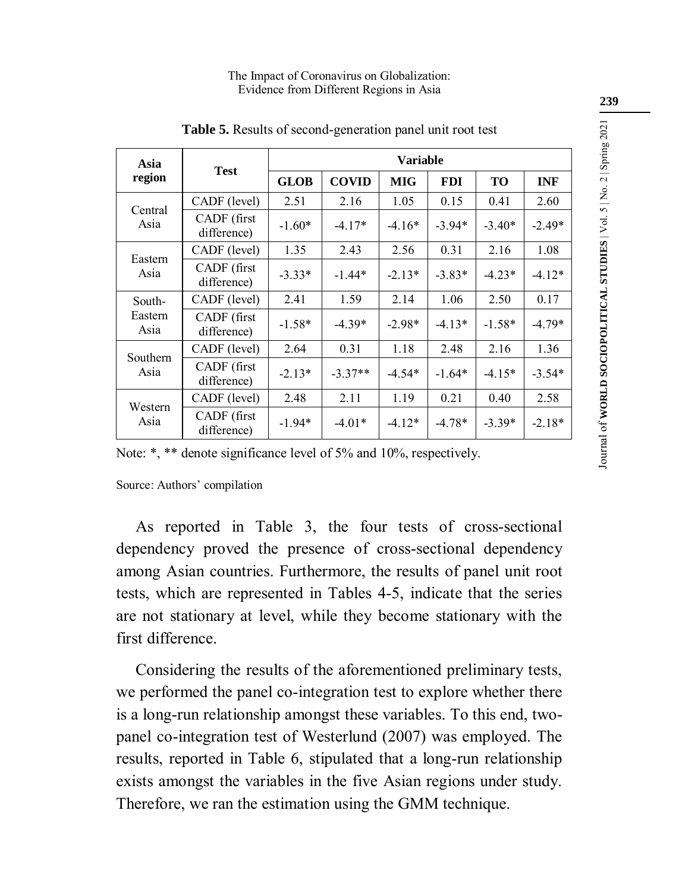**Table 5.** Results of second-generation panel unit root test

| Asia region | Test | Variable | | | | | |
|---|---|---|---|---|---|---|---|
| | | **GLOB** | **COVID** | **MIG** | **FDI** | **TO** | **INF** |
| Central Asia | CADF (level) | 2.51 | 2.16 | 1.05 | 0.15 | 0.41 | 2.60 |
| | CADF (first difference) | -1.60* | -4.17* | -4.16* | -3.94* | -3.40* | -2.49* |
| Eastern Asia | CADF (level) | 1.35 | 2.43 | 2.56 | 0.31 | 2.16 | 1.08 |
| | CADF (first difference) | -3.33* | -1.44* | -2.13* | -3.83* | -4.23* | -4.12* |
| South-Eastern Asia | CADF (level) | 2.41 | 1.59 | 2.14 | 1.06 | 2.50 | 0.17 |
| | CADF (first difference) | -1.58* | -4.39* | -2.98* | -4.13* | -1.58* | -4.79* |
| Southern Asia | CADF (level) | 2.64 | 0.31 | 1.18 | 2.48 | 2.16 | 1.36 |
| | CADF (first difference) | -2.13* | -3.37** | -4.54* | -1.64* | -4.15* | -3.54* |
| Western Asia | CADF (level) | 2.48 | 2.11 | 1.19 | 0.21 | 0.40 | 2.58 |
| | CADF (first difference) | -1.94* | -4.01* | -4.12* | -4.78* | -3.39* | -2.18* |

Note: *, ** denote significance level of 5% and 10%, respectively.

Source: Authors' compilation

As reported in Table 3, the four tests of cross-sectional dependency proved the presence of cross-sectional dependency among Asian countries. Furthermore, the results of panel unit root tests, which are represented in Tables 4-5, indicate that the series are not stationary at level, while they become stationary with the first difference.

Considering the results of the aforementioned preliminary tests, we performed the panel co-integration test to explore whether there is a long-run relationship amongst these variables. To this end, two-panel co-integration test of Westerlund (2007) was employed. The results, reported in Table 6, stipulated that a long-run relationship exists amongst the variables in the five Asian regions under study. Therefore, we ran the estimation using the GMM technique.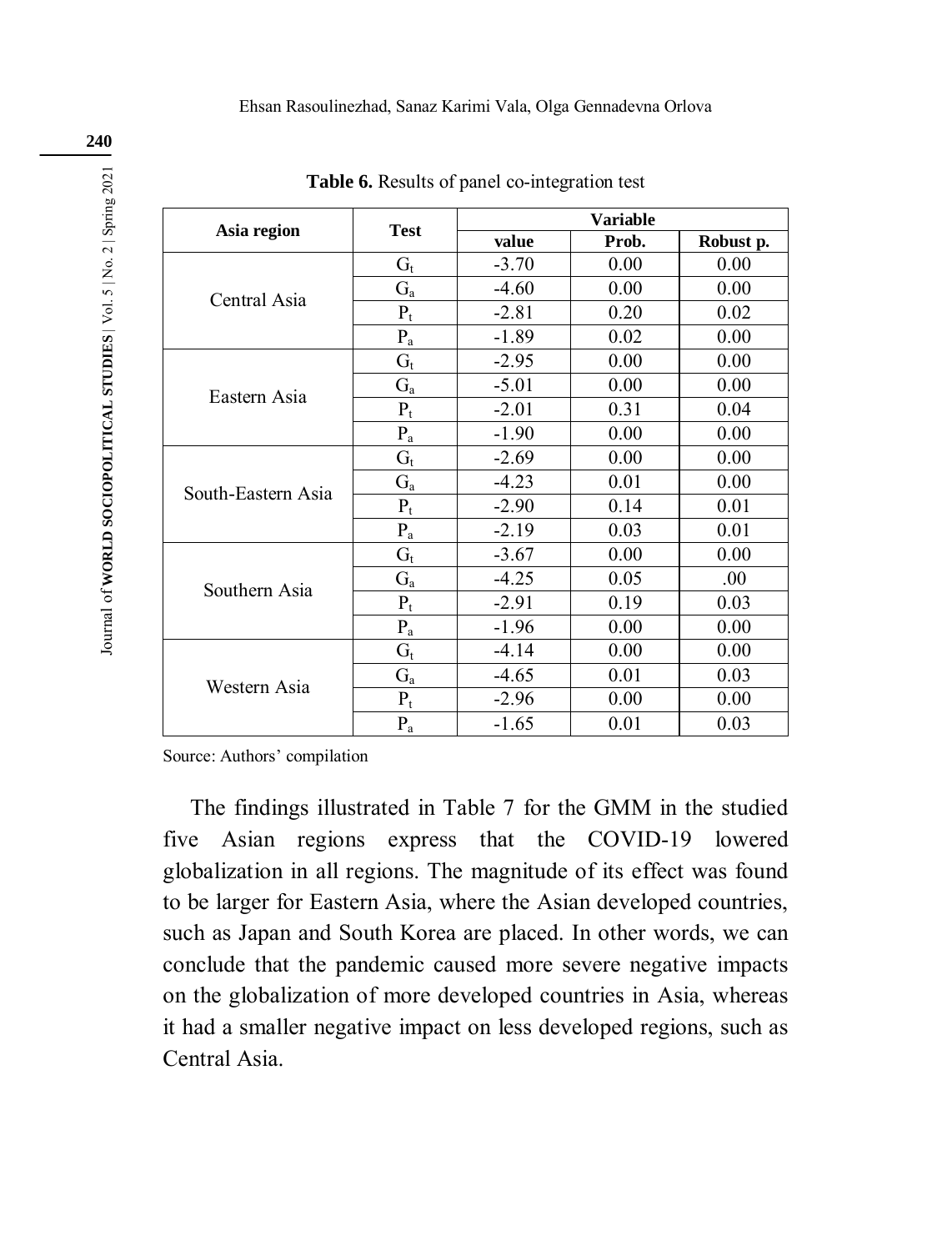**Table 6.** Results of panel co-integration test

| Asia region | Test | Variable | | |
|---|---|---|---|---|
| | | value | Prob. | Robust p. |
| Central Asia | $G_t$ | -3.70 | 0.00 | 0.00 |
| | $G_a$ | -4.60 | 0.00 | 0.00 |
| | $P_t$ | -2.81 | 0.20 | 0.02 |
| | $P_a$ | -1.89 | 0.02 | 0.00 |
| Eastern Asia | $G_t$ | -2.95 | 0.00 | 0.00 |
| | $G_a$ | -5.01 | 0.00 | 0.00 |
| | $P_t$ | -2.01 | 0.31 | 0.04 |
| | $P_a$ | -1.90 | 0.00 | 0.00 |
| South-Eastern Asia | $G_t$ | -2.69 | 0.00 | 0.00 |
| | $G_a$ | -4.23 | 0.01 | 0.00 |
| | $P_t$ | -2.90 | 0.14 | 0.01 |
| | $P_a$ | -2.19 | 0.03 | 0.01 |
| Southern Asia | $G_t$ | -3.67 | 0.00 | 0.00 |
| | $G_a$ | -4.25 | 0.05 | .00 |
| | $P_t$ | -2.91 | 0.19 | 0.03 |
| | $P_a$ | -1.96 | 0.00 | 0.00 |
| Western Asia | $G_t$ | -4.14 | 0.00 | 0.00 |
| | $G_a$ | -4.65 | 0.01 | 0.03 |
| | $P_t$ | -2.96 | 0.00 | 0.00 |
| | $P_a$ | -1.65 | 0.01 | 0.03 |

Source: Authors' compilation

The findings illustrated in Table 7 for the GMM in the studied five Asian regions express that the COVID-19 lowered globalization in all regions. The magnitude of its effect was found to be larger for Eastern Asia, where the Asian developed countries, such as Japan and South Korea are placed. In other words, we can conclude that the pandemic caused more severe negative impacts on the globalization of more developed countries in Asia, whereas it had a smaller negative impact on less developed regions, such as Central Asia.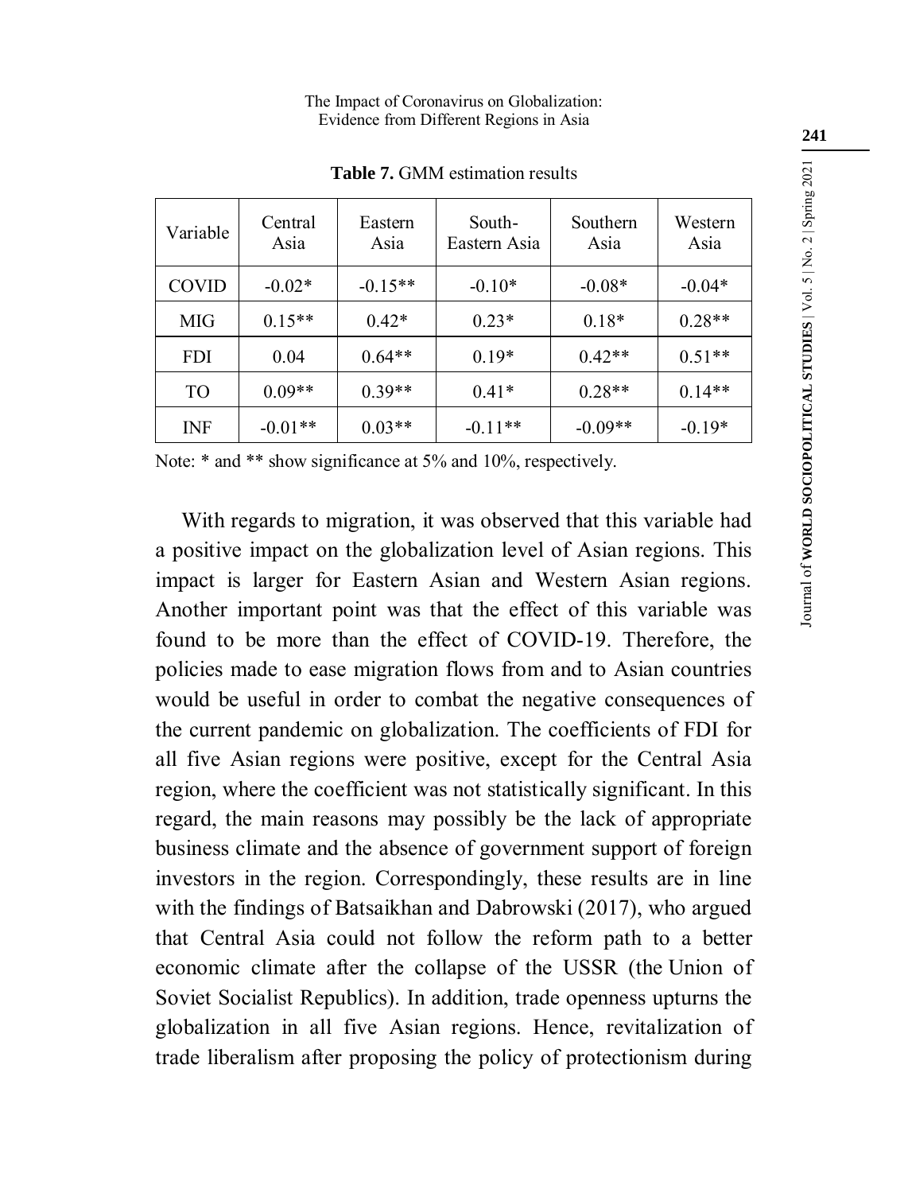**Table 7.** GMM estimation results

| Variable | Central Asia | Eastern Asia | South-Eastern Asia | Southern Asia | Western Asia |
|---|---|---|---|---|---|
| COVID | -0.02* | -0.15** | -0.10* | -0.08* | -0.04* |
| MIG | 0.15** | 0.42* | 0.23* | 0.18* | 0.28** |
| FDI | 0.04 | 0.64** | 0.19* | 0.42** | 0.51** |
| TO | 0.09** | 0.39** | 0.41* | 0.28** | 0.14** |
| INF | -0.01** | 0.03** | -0.11** | -0.09** | -0.19* |

Note: * and ** show significance at 5% and 10%, respectively.

With regards to migration, it was observed that this variable had a positive impact on the globalization level of Asian regions. This impact is larger for Eastern Asian and Western Asian regions. Another important point was that the effect of this variable was found to be more than the effect of COVID-19. Therefore, the policies made to ease migration flows from and to Asian countries would be useful in order to combat the negative consequences of the current pandemic on globalization. The coefficients of FDI for all five Asian regions were positive, except for the Central Asia region, where the coefficient was not statistically significant. In this regard, the main reasons may possibly be the lack of appropriate business climate and the absence of government support of foreign investors in the region. Correspondingly, these results are in line with the findings of Batsaikhan and Dabrowski (2017), who argued that Central Asia could not follow the reform path to a better economic climate after the collapse of the USSR (the Union of Soviet Socialist Republics). In addition, trade openness upturns the globalization in all five Asian regions. Hence, revitalization of trade liberalism after proposing the policy of protectionism during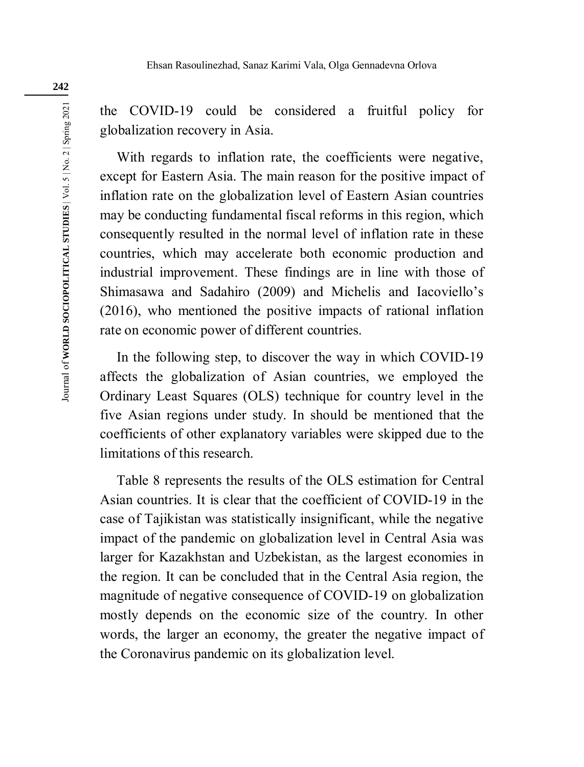the COVID-19 could be considered a fruitful policy for globalization recovery in Asia.

With regards to inflation rate, the coefficients were negative, except for Eastern Asia. The main reason for the positive impact of inflation rate on the globalization level of Eastern Asian countries may be conducting fundamental fiscal reforms in this region, which consequently resulted in the normal level of inflation rate in these countries, which may accelerate both economic production and industrial improvement. These findings are in line with those of Shimasawa and Sadahiro (2009) and Michelis and Iacoviello's (2016), who mentioned the positive impacts of rational inflation rate on economic power of different countries.

In the following step, to discover the way in which COVID-19 affects the globalization of Asian countries, we employed the Ordinary Least Squares (OLS) technique for country level in the five Asian regions under study. In should be mentioned that the coefficients of other explanatory variables were skipped due to the limitations of this research.

Table 8 represents the results of the OLS estimation for Central Asian countries. It is clear that the coefficient of COVID-19 in the case of Tajikistan was statistically insignificant, while the negative impact of the pandemic on globalization level in Central Asia was larger for Kazakhstan and Uzbekistan, as the largest economies in the region. It can be concluded that in the Central Asia region, the magnitude of negative consequence of COVID-19 on globalization mostly depends on the economic size of the country. In other words, the larger an economy, the greater the negative impact of the Coronavirus pandemic on its globalization level.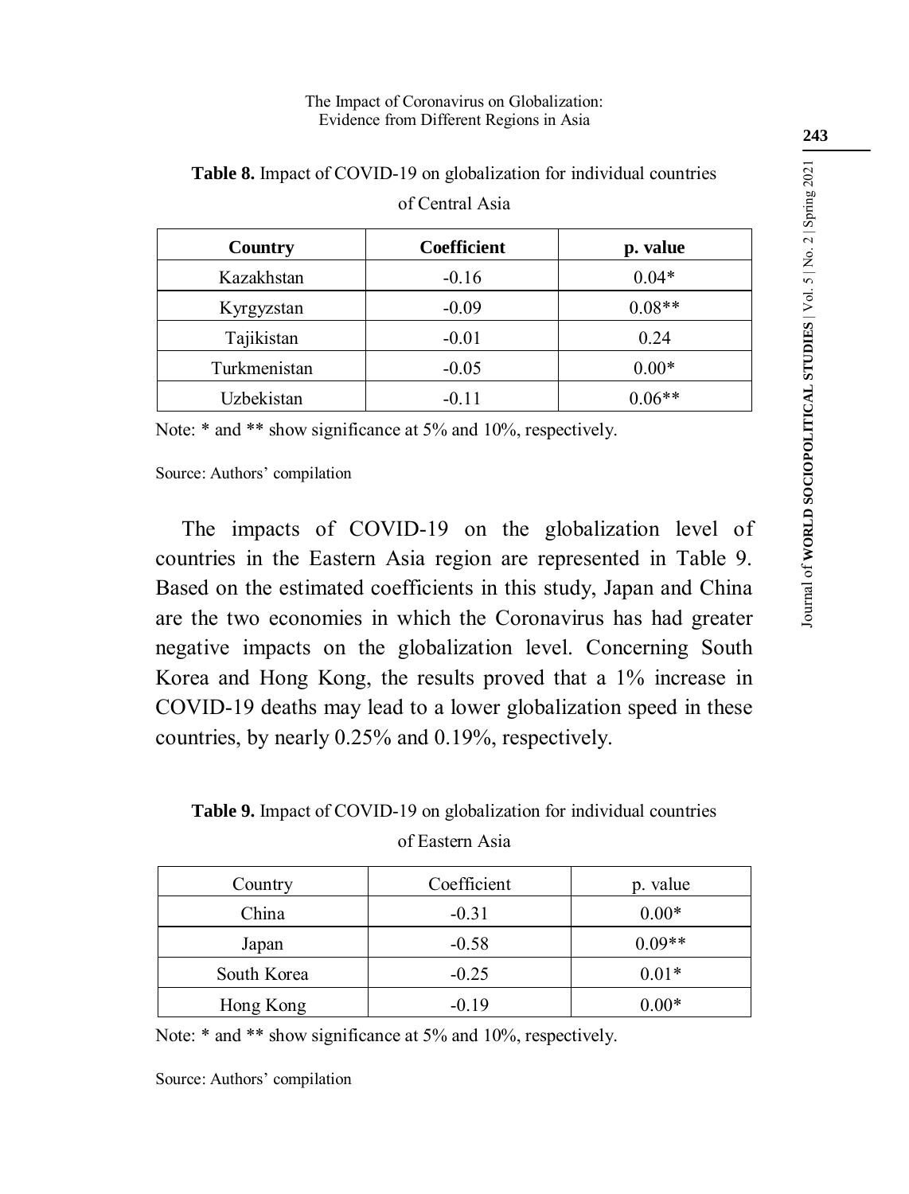**Table 8.** Impact of COVID-19 on globalization for individual countries of Central Asia

| Country | Coefficient | p. value |
|---|---|---|
| Kazakhstan | -0.16 | 0.04* |
| Kyrgyzstan | -0.09 | 0.08** |
| Tajikistan | -0.01 | 0.24 |
| Turkmenistan | -0.05 | 0.00* |
| Uzbekistan | -0.11 | 0.06** |

Note: * and ** show significance at 5% and 10%, respectively.

Source: Authors' compilation

The impacts of COVID-19 on the globalization level of countries in the Eastern Asia region are represented in Table 9. Based on the estimated coefficients in this study, Japan and China are the two economies in which the Coronavirus has had greater negative impacts on the globalization level. Concerning South Korea and Hong Kong, the results proved that a 1% increase in COVID-19 deaths may lead to a lower globalization speed in these countries, by nearly 0.25% and 0.19%, respectively.

**Table 9.** Impact of COVID-19 on globalization for individual countries of Eastern Asia

| Country | Coefficient | p. value |
|---|---|---|
| China | -0.31 | 0.00* |
| Japan | -0.58 | 0.09** |
| South Korea | -0.25 | 0.01* |
| Hong Kong | -0.19 | 0.00* |

Note: * and ** show significance at 5% and 10%, respectively.

Source: Authors' compilation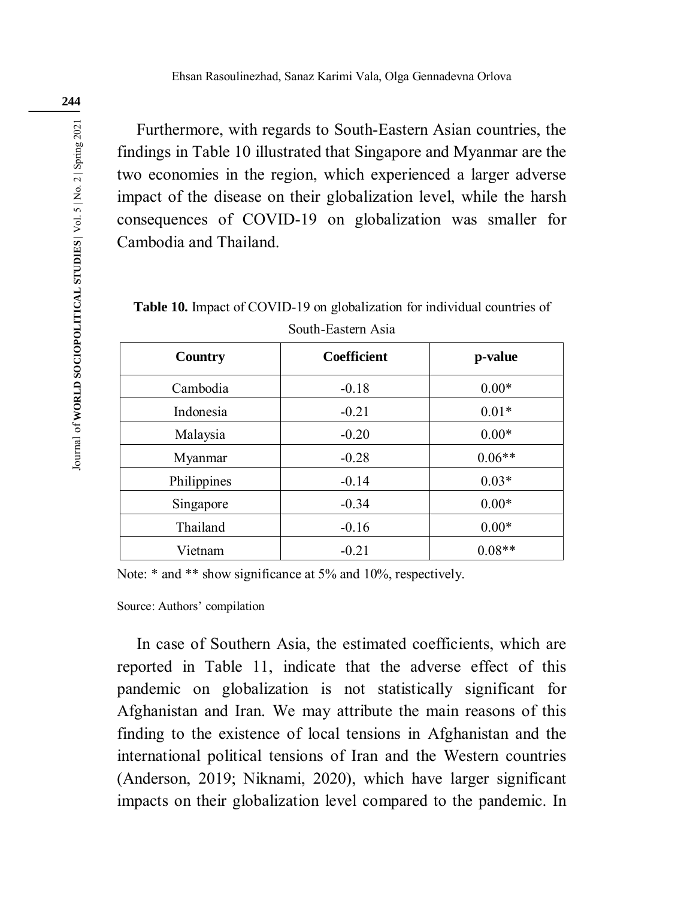Furthermore, with regards to South-Eastern Asian countries, the findings in Table 10 illustrated that Singapore and Myanmar are the two economies in the region, which experienced a larger adverse impact of the disease on their globalization level, while the harsh consequences of COVID-19 on globalization was smaller for Cambodia and Thailand.

**Table 10.** Impact of COVID-19 on globalization for individual countries of South-Eastern Asia

| Country | Coefficient | p-value |
|---|---|---|
| Cambodia | -0.18 | 0.00* |
| Indonesia | -0.21 | 0.01* |
| Malaysia | -0.20 | 0.00* |
| Myanmar | -0.28 | 0.06** |
| Philippines | -0.14 | 0.03* |
| Singapore | -0.34 | 0.00* |
| Thailand | -0.16 | 0.00* |
| Vietnam | -0.21 | 0.08** |

Note: * and ** show significance at 5% and 10%, respectively.

Source: Authors' compilation

In case of Southern Asia, the estimated coefficients, which are reported in Table 11, indicate that the adverse effect of this pandemic on globalization is not statistically significant for Afghanistan and Iran. We may attribute the main reasons of this finding to the existence of local tensions in Afghanistan and the international political tensions of Iran and the Western countries (Anderson, 2019; Niknami, 2020), which have larger significant impacts on their globalization level compared to the pandemic. In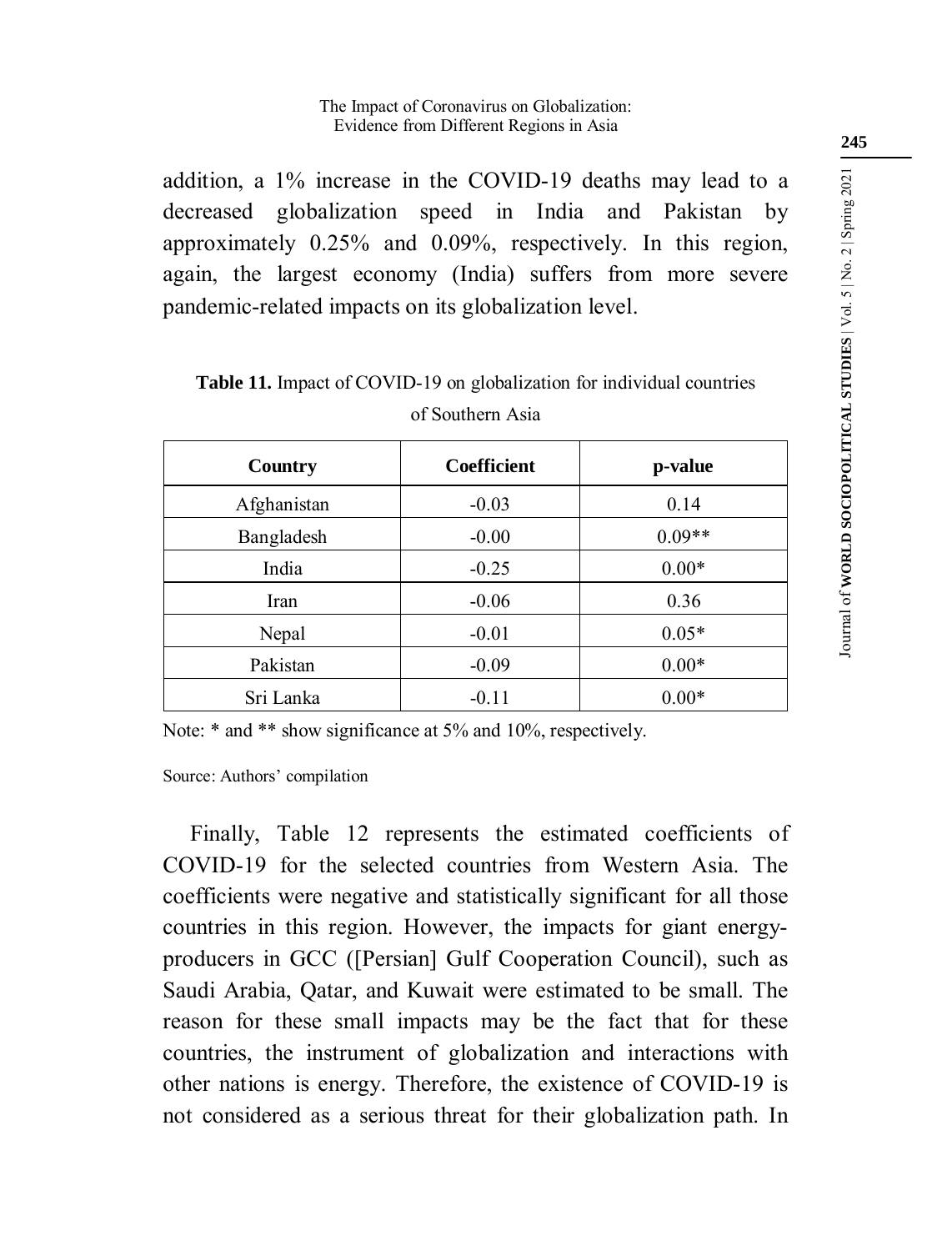addition, a 1% increase in the COVID-19 deaths may lead to a decreased globalization speed in India and Pakistan by approximately 0.25% and 0.09%, respectively. In this region, again, the largest economy (India) suffers from more severe pandemic-related impacts on its globalization level.

**Table 11.** Impact of COVID-19 on globalization for individual countries of Southern Asia

| Country | Coefficient | p-value |
|---|---|---|
| Afghanistan | -0.03 | 0.14 |
| Bangladesh | -0.00 | 0.09** |
| India | -0.25 | 0.00* |
| Iran | -0.06 | 0.36 |
| Nepal | -0.01 | 0.05* |
| Pakistan | -0.09 | 0.00* |
| Sri Lanka | -0.11 | 0.00* |

Note: * and ** show significance at 5% and 10%, respectively.

Source: Authors' compilation

Finally, Table 12 represents the estimated coefficients of COVID-19 for the selected countries from Western Asia. The coefficients were negative and statistically significant for all those countries in this region. However, the impacts for giant energy-producers in GCC ([Persian] Gulf Cooperation Council), such as Saudi Arabia, Qatar, and Kuwait were estimated to be small. The reason for these small impacts may be the fact that for these countries, the instrument of globalization and interactions with other nations is energy. Therefore, the existence of COVID-19 is not considered as a serious threat for their globalization path. In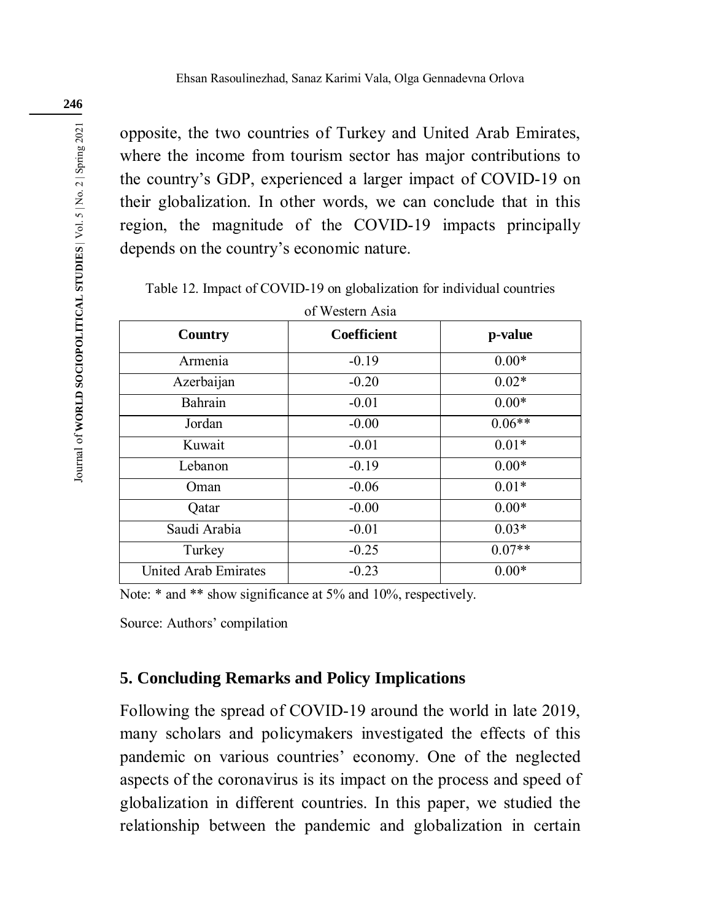opposite, the two countries of Turkey and United Arab Emirates, where the income from tourism sector has major contributions to the country's GDP, experienced a larger impact of COVID-19 on their globalization. In other words, we can conclude that in this region, the magnitude of the COVID-19 impacts principally depends on the country's economic nature.

Table 12. Impact of COVID-19 on globalization for individual countries of Western Asia

| Country | Coefficient | p-value |
|---|---|---|
| Armenia | -0.19 | 0.00* |
| Azerbaijan | -0.20 | 0.02* |
| Bahrain | -0.01 | 0.00* |
| Jordan | -0.00 | 0.06** |
| Kuwait | -0.01 | 0.01* |
| Lebanon | -0.19 | 0.00* |
| Oman | -0.06 | 0.01* |
| Qatar | -0.00 | 0.00* |
| Saudi Arabia | -0.01 | 0.03* |
| Turkey | -0.25 | 0.07** |
| United Arab Emirates | -0.23 | 0.00* |

Note: * and ** show significance at 5% and 10%, respectively.

Source: Authors' compilation

## 5. Concluding Remarks and Policy Implications

Following the spread of COVID-19 around the world in late 2019, many scholars and policymakers investigated the effects of this pandemic on various countries' economy. One of the neglected aspects of the coronavirus is its impact on the process and speed of globalization in different countries. In this paper, we studied the relationship between the pandemic and globalization in certain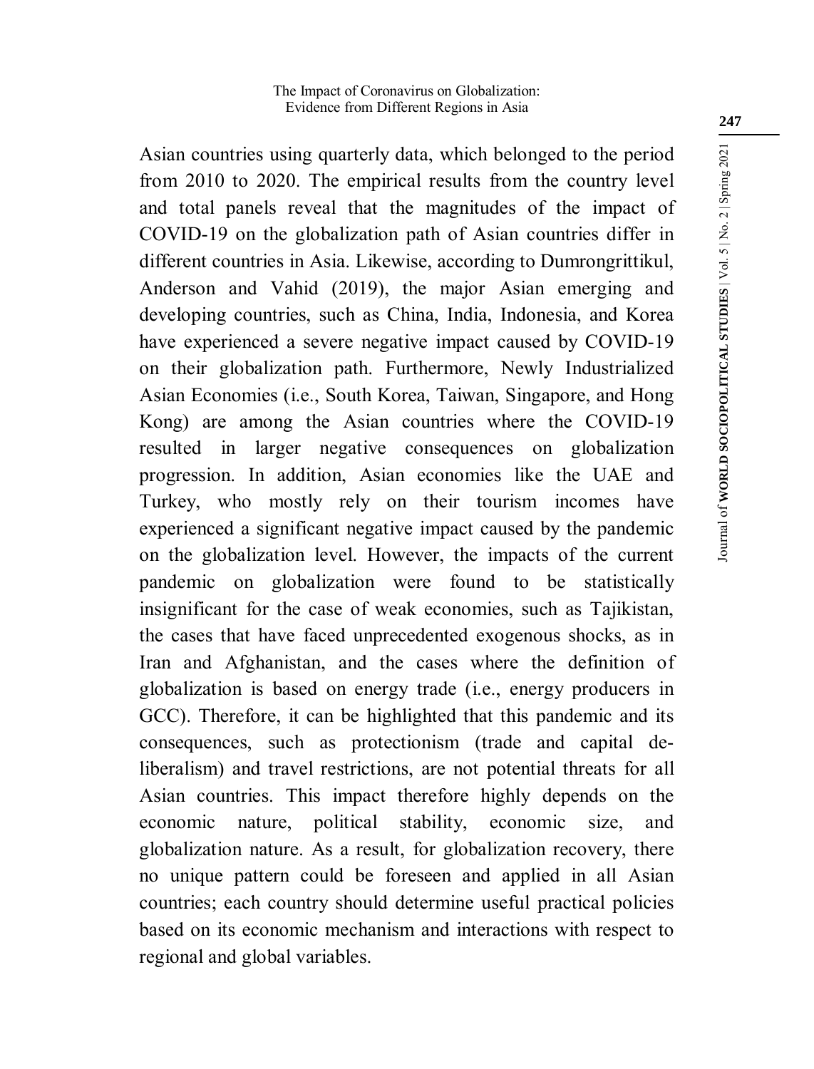Asian countries using quarterly data, which belonged to the period from 2010 to 2020. The empirical results from the country level and total panels reveal that the magnitudes of the impact of COVID-19 on the globalization path of Asian countries differ in different countries in Asia. Likewise, according to Dumrongrittikul, Anderson and Vahid (2019), the major Asian emerging and developing countries, such as China, India, Indonesia, and Korea have experienced a severe negative impact caused by COVID-19 on their globalization path. Furthermore, Newly Industrialized Asian Economies (i.e., South Korea, Taiwan, Singapore, and Hong Kong) are among the Asian countries where the COVID-19 resulted in larger negative consequences on globalization progression. In addition, Asian economies like the UAE and Turkey, who mostly rely on their tourism incomes have experienced a significant negative impact caused by the pandemic on the globalization level. However, the impacts of the current pandemic on globalization were found to be statistically insignificant for the case of weak economies, such as Tajikistan, the cases that have faced unprecedented exogenous shocks, as in Iran and Afghanistan, and the cases where the definition of globalization is based on energy trade (i.e., energy producers in GCC). Therefore, it can be highlighted that this pandemic and its consequences, such as protectionism (trade and capital de-liberalism) and travel restrictions, are not potential threats for all Asian countries. This impact therefore highly depends on the economic nature, political stability, economic size, and globalization nature. As a result, for globalization recovery, there no unique pattern could be foreseen and applied in all Asian countries; each country should determine useful practical policies based on its economic mechanism and interactions with respect to regional and global variables.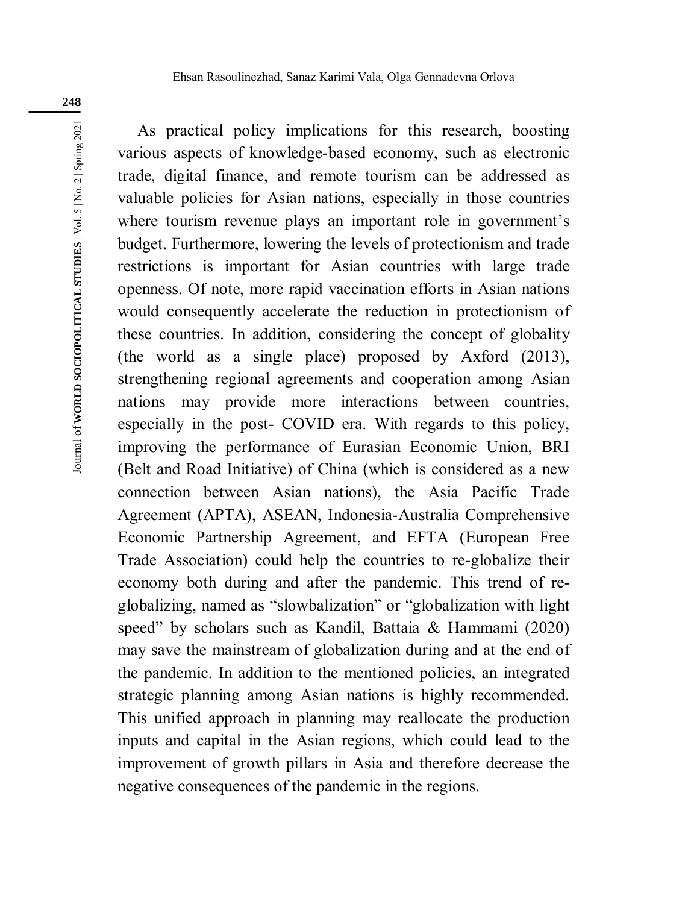As practical policy implications for this research, boosting various aspects of knowledge-based economy, such as electronic trade, digital finance, and remote tourism can be addressed as valuable policies for Asian nations, especially in those countries where tourism revenue plays an important role in government's budget. Furthermore, lowering the levels of protectionism and trade restrictions is important for Asian countries with large trade openness. Of note, more rapid vaccination efforts in Asian nations would consequently accelerate the reduction in protectionism of these countries. In addition, considering the concept of globality (the world as a single place) proposed by Axford (2013), strengthening regional agreements and cooperation among Asian nations may provide more interactions between countries, especially in the post- COVID era. With regards to this policy, improving the performance of Eurasian Economic Union, BRI (Belt and Road Initiative) of China (which is considered as a new connection between Asian nations), the Asia Pacific Trade Agreement (APTA), ASEAN, Indonesia-Australia Comprehensive Economic Partnership Agreement, and EFTA (European Free Trade Association) could help the countries to re-globalize their economy both during and after the pandemic. This trend of re-globalizing, named as "slowbalization" or "globalization with light speed" by scholars such as Kandil, Battaia & Hammami (2020) may save the mainstream of globalization during and at the end of the pandemic. In addition to the mentioned policies, an integrated strategic planning among Asian nations is highly recommended. This unified approach in planning may reallocate the production inputs and capital in the Asian regions, which could lead to the improvement of growth pillars in Asia and therefore decrease the negative consequences of the pandemic in the regions.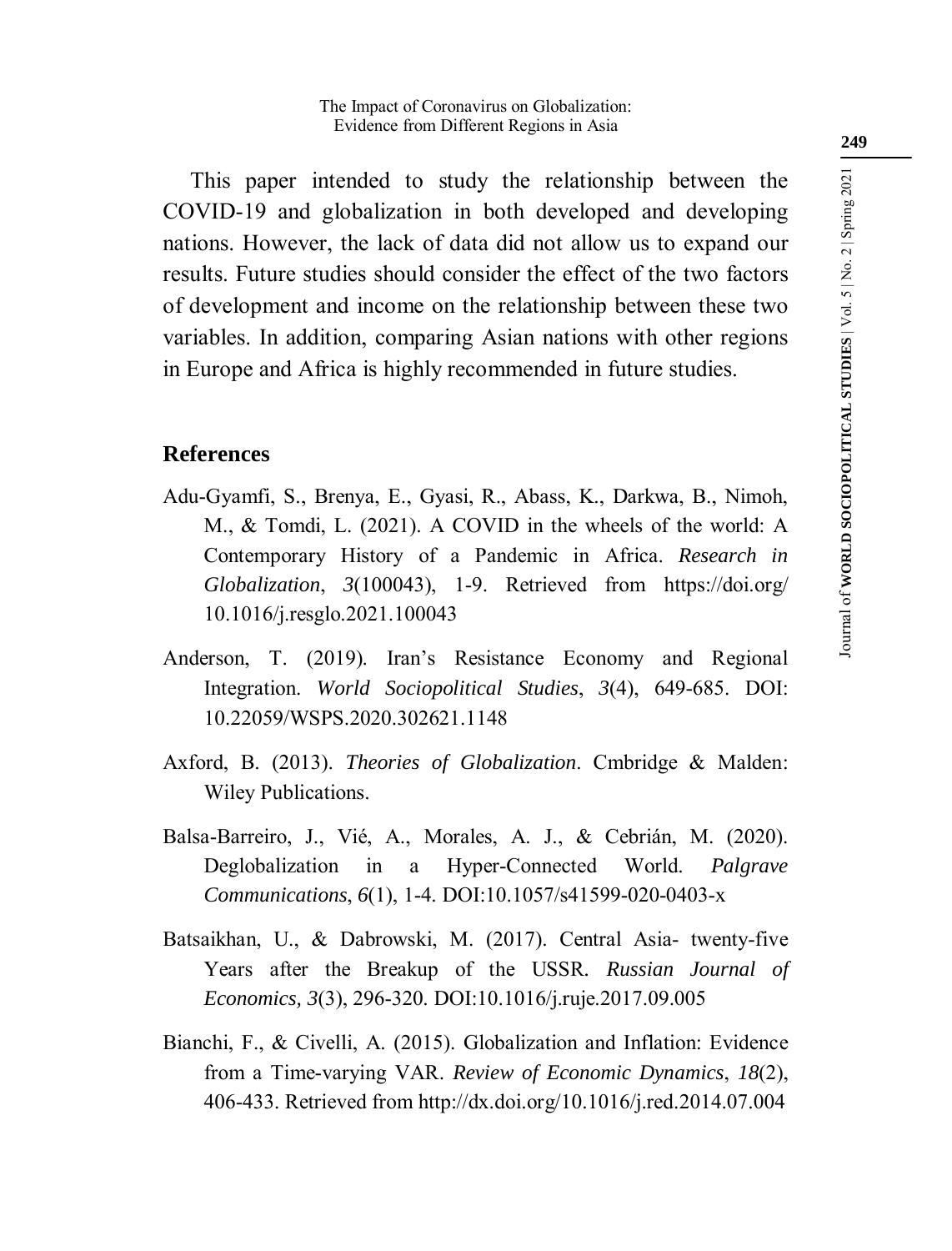This paper intended to study the relationship between the COVID-19 and globalization in both developed and developing nations. However, the lack of data did not allow us to expand our results. Future studies should consider the effect of the two factors of development and income on the relationship between these two variables. In addition, comparing Asian nations with other regions in Europe and Africa is highly recommended in future studies.

## References

Adu-Gyamfi, S., Brenya, E., Gyasi, R., Abass, K., Darkwa, B., Nimoh, M., & Tomdi, L. (2021). A COVID in the wheels of the world: A Contemporary History of a Pandemic in Africa. *Research in Globalization*, *3*(100043), 1-9. Retrieved from https://doi.org/10.1016/j.resglo.2021.100043

Anderson, T. (2019). Iran's Resistance Economy and Regional Integration. *World Sociopolitical Studies*, *3*(4), 649-685. DOI: 10.22059/WSPS.2020.302621.1148

Axford, B. (2013). *Theories of Globalization*. Cmbridge & Malden: Wiley Publications.

Balsa-Barreiro, J., Vié, A., Morales, A. J., & Cebrián, M. (2020). Deglobalization in a Hyper-Connected World. *Palgrave Communications*, *6*(1), 1-4. DOI:10.1057/s41599-020-0403-x

Batsaikhan, U., & Dabrowski, M. (2017). Central Asia- twenty-five Years after the Breakup of the USSR. *Russian Journal of Economics, 3*(3), 296-320. DOI:10.1016/j.ruje.2017.09.005

Bianchi, F., & Civelli, A. (2015). Globalization and Inflation: Evidence from a Time-varying VAR. *Review of Economic Dynamics*, *18*(2), 406-433. Retrieved from http://dx.doi.org/10.1016/j.red.2014.07.004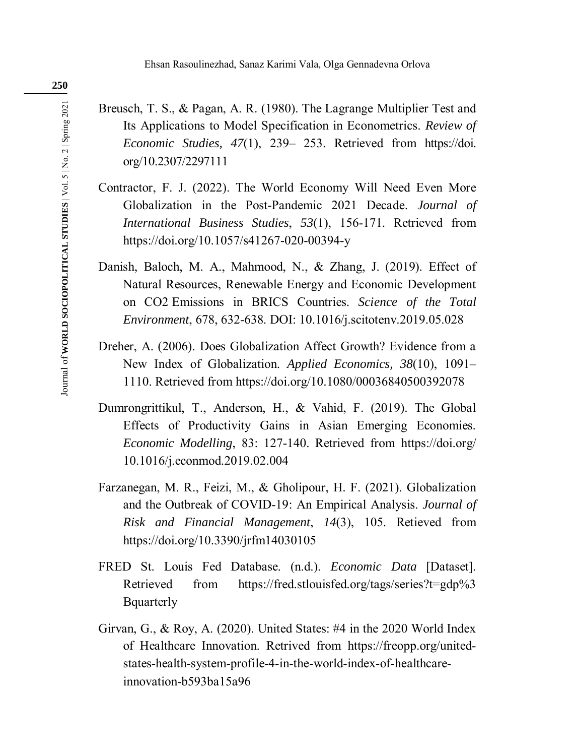Breusch, T. S., & Pagan, A. R. (1980). The Lagrange Multiplier Test and Its Applications to Model Specification in Econometrics. *Review of Economic Studies, 47*(1), 239– 253. Retrieved from https://doi.org/10.2307/2297111

Contractor, F. J. (2022). The World Economy Will Need Even More Globalization in the Post-Pandemic 2021 Decade. *Journal of International Business Studies*, *53*(1), 156-171. Retrieved from https://doi.org/10.1057/s41267-020-00394-y

Danish, Baloch, M. A., Mahmood, N., & Zhang, J. (2019). Effect of Natural Resources, Renewable Energy and Economic Development on CO2 Emissions in BRICS Countries. *Science of the Total Environment*, 678, 632-638. DOI: 10.1016/j.scitotenv.2019.05.028

Dreher, A. (2006). Does Globalization Affect Growth? Evidence from a New Index of Globalization. *Applied Economics, 38*(10), 1091–1110. Retrieved from https://doi.org/10.1080/00036840500392078

Dumrongrittikul, T., Anderson, H., & Vahid, F. (2019). The Global Effects of Productivity Gains in Asian Emerging Economies. *Economic Modelling*, 83: 127-140. Retrieved from https://doi.org/10.1016/j.econmod.2019.02.004

Farzanegan, M. R., Feizi, M., & Gholipour, H. F. (2021). Globalization and the Outbreak of COVID-19: An Empirical Analysis. *Journal of Risk and Financial Management*, *14*(3), 105. Retieved from https://doi.org/10.3390/jrfm14030105

FRED St. Louis Fed Database. (n.d.). *Economic Data* [Dataset]. Retrieved from https://fred.stlouisfed.org/tags/series?t=gdp%3Bquarterly

Girvan, G., & Roy, A. (2020). United States: #4 in the 2020 World Index of Healthcare Innovation. Retrived from https://freopp.org/united-states-health-system-profile-4-in-the-world-index-of-healthcare-innovation-b593ba15a96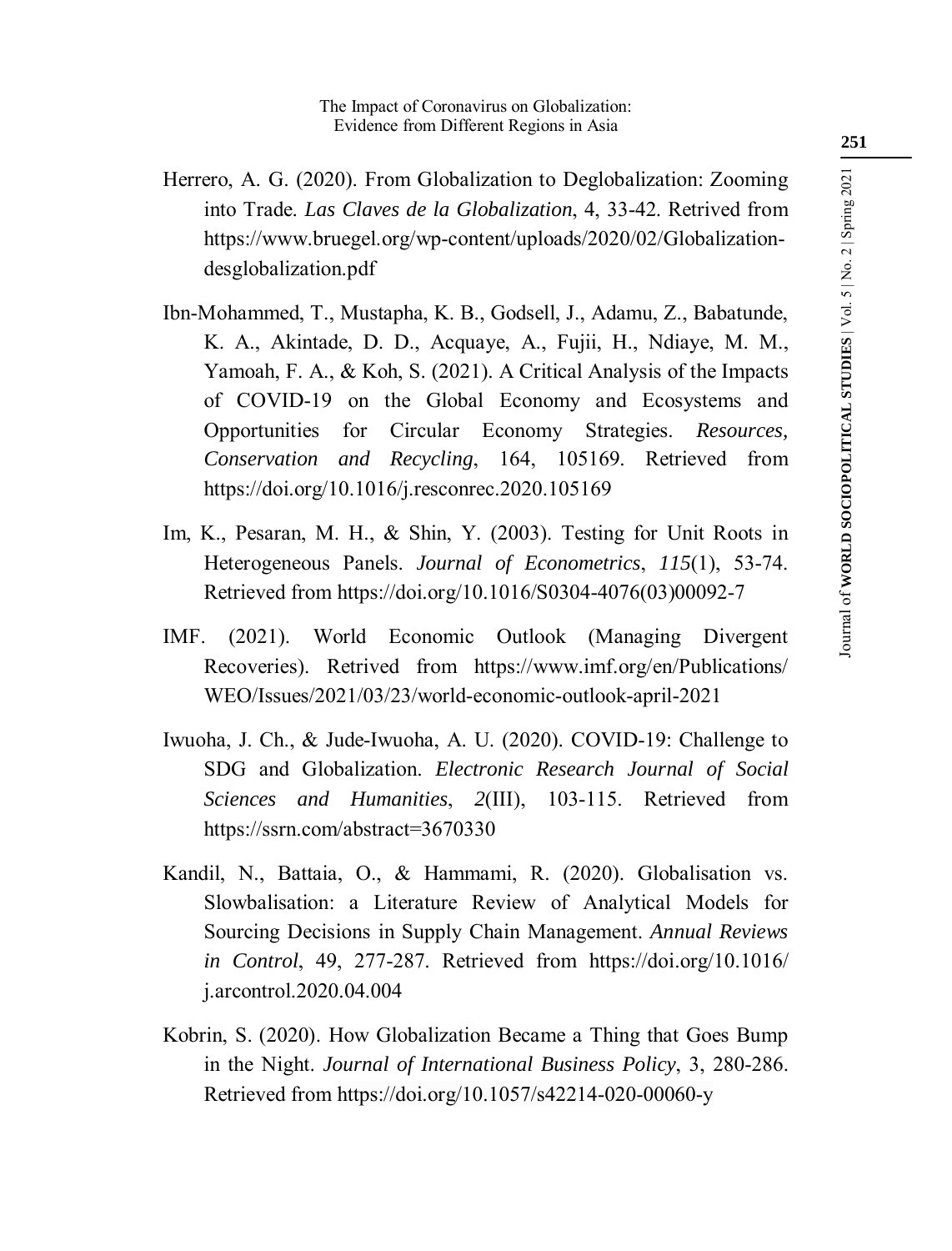Herrero, A. G. (2020). From Globalization to Deglobalization: Zooming into Trade. *Las Claves de la Globalization*, 4, 33-42. Retrived from https://www.bruegel.org/wp-content/uploads/2020/02/Globalization-desglobalization.pdf

Ibn-Mohammed, T., Mustapha, K. B., Godsell, J., Adamu, Z., Babatunde, K. A., Akintade, D. D., Acquaye, A., Fujii, H., Ndiaye, M. M., Yamoah, F. A., & Koh, S. (2021). A Critical Analysis of the Impacts of COVID-19 on the Global Economy and Ecosystems and Opportunities for Circular Economy Strategies. *Resources, Conservation and Recycling*, 164, 105169. Retrieved from https://doi.org/10.1016/j.resconrec.2020.105169

Im, K., Pesaran, M. H., & Shin, Y. (2003). Testing for Unit Roots in Heterogeneous Panels. *Journal of Econometrics*, *115*(1), 53-74. Retrieved from https://doi.org/10.1016/S0304-4076(03)00092-7

IMF. (2021). World Economic Outlook (Managing Divergent Recoveries). Retrived from https://www.imf.org/en/Publications/WEO/Issues/2021/03/23/world-economic-outlook-april-2021

Iwuoha, J. Ch., & Jude-Iwuoha, A. U. (2020). COVID-19: Challenge to SDG and Globalization. *Electronic Research Journal of Social Sciences and Humanities*, *2*(III), 103-115. Retrieved from https://ssrn.com/abstract=3670330

Kandil, N., Battaia, O., & Hammami, R. (2020). Globalisation vs. Slowbalisation: a Literature Review of Analytical Models for Sourcing Decisions in Supply Chain Management. *Annual Reviews in Control*, 49, 277-287. Retrieved from https://doi.org/10.1016/j.arcontrol.2020.04.004

Kobrin, S. (2020). How Globalization Became a Thing that Goes Bump in the Night. *Journal of International Business Policy*, 3, 280-286. Retrieved from https://doi.org/10.1057/s42214-020-00060-y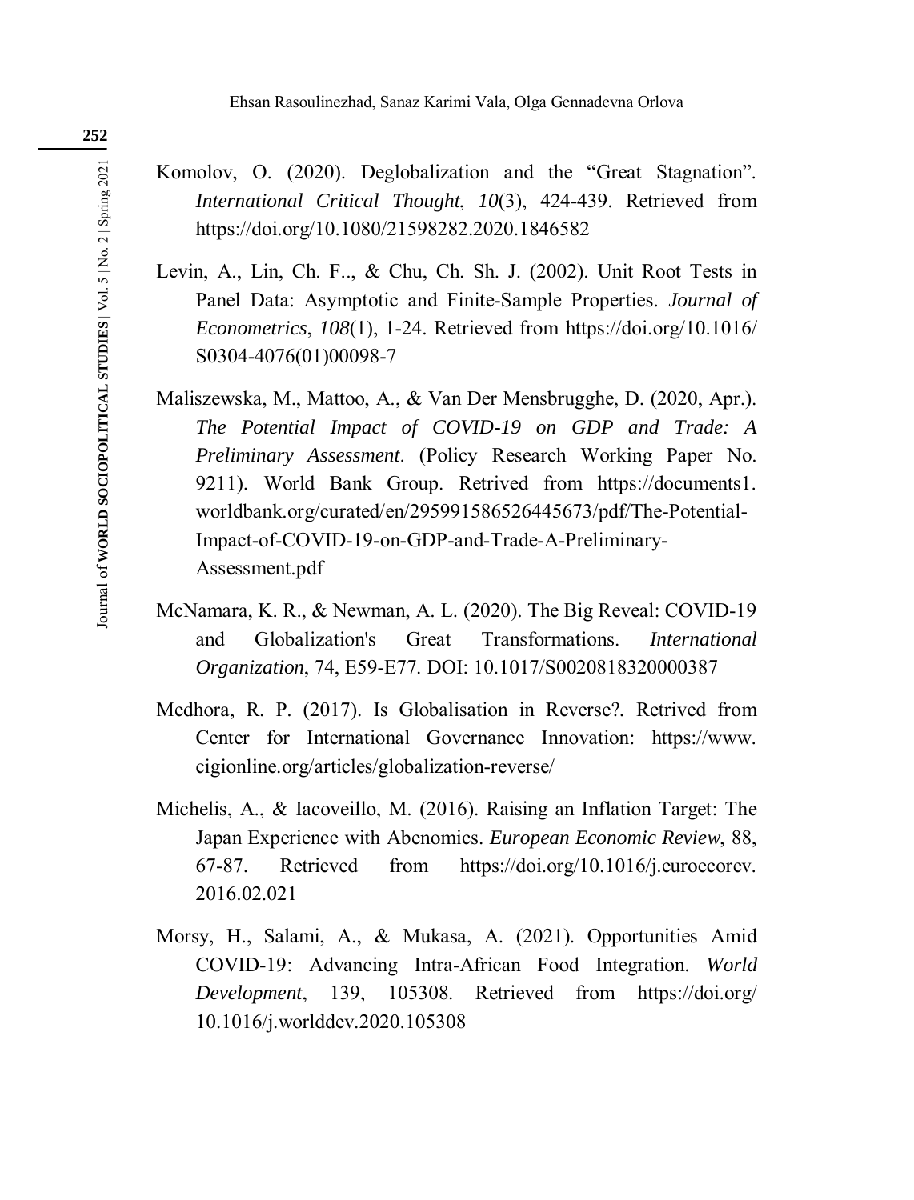Komolov, O. (2020). Deglobalization and the “Great Stagnation”. *International Critical Thought*, *10*(3), 424-439. Retrieved from https://doi.org/10.1080/21598282.2020.1846582

Levin, A., Lin, Ch. F.., & Chu, Ch. Sh. J. (2002). Unit Root Tests in Panel Data: Asymptotic and Finite-Sample Properties. *Journal of Econometrics*, *108*(1), 1-24. Retrieved from https://doi.org/10.1016/S0304-4076(01)00098-7

Maliszewska, M., Mattoo, A., & Van Der Mensbrugghe, D. (2020, Apr.). *The Potential Impact of COVID-19 on GDP and Trade: A Preliminary Assessment*. (Policy Research Working Paper No. 9211). World Bank Group. Retrived from https://documents1.worldbank.org/curated/en/295991586526445673/pdf/The-Potential-Impact-of-COVID-19-on-GDP-and-Trade-A-Preliminary-Assessment.pdf

McNamara, K. R., & Newman, A. L. (2020). The Big Reveal: COVID-19 and Globalization's Great Transformations. *International Organization*, 74, E59-E77. DOI: 10.1017/S0020818320000387

Medhora, R. P. (2017). Is Globalisation in Reverse?. Retrived from Center for International Governance Innovation: https://www.cigionline.org/articles/globalization-reverse/

Michelis, A., & Iacoveillo, M. (2016). Raising an Inflation Target: The Japan Experience with Abenomics. *European Economic Review*, 88, 67-87. Retrieved from https://doi.org/10.1016/j.euroecorev.2016.02.021

Morsy, H., Salami, A., & Mukasa, A. (2021). Opportunities Amid COVID-19: Advancing Intra-African Food Integration. *World Development*, 139, 105308. Retrieved from https://doi.org/10.1016/j.worlddev.2020.105308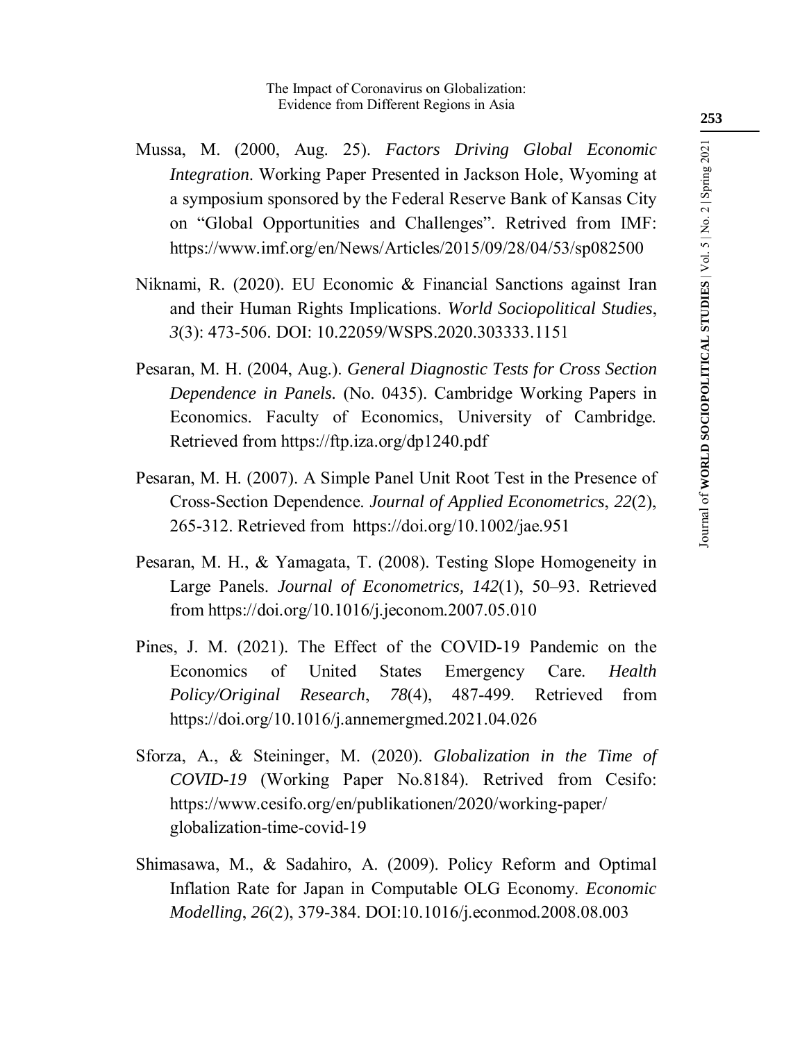Mussa, M. (2000, Aug. 25). *Factors Driving Global Economic Integration*. Working Paper Presented in Jackson Hole, Wyoming at a symposium sponsored by the Federal Reserve Bank of Kansas City on "Global Opportunities and Challenges". Retrived from IMF: https://www.imf.org/en/News/Articles/2015/09/28/04/53/sp082500

Niknami, R. (2020). EU Economic & Financial Sanctions against Iran and their Human Rights Implications. *World Sociopolitical Studies*, *3*(3): 473-506. DOI: 10.22059/WSPS.2020.303333.1151

Pesaran, M. H. (2004, Aug.). *General Diagnostic Tests for Cross Section Dependence in Panels.* (No. 0435). Cambridge Working Papers in Economics. Faculty of Economics, University of Cambridge. Retrieved from https://ftp.iza.org/dp1240.pdf

Pesaran, M. H. (2007). A Simple Panel Unit Root Test in the Presence of Cross-Section Dependence. *Journal of Applied Econometrics*, *22*(2), 265-312. Retrieved from https://doi.org/10.1002/jae.951

Pesaran, M. H., & Yamagata, T. (2008). Testing Slope Homogeneity in Large Panels. *Journal of Econometrics, 142*(1), 50–93. Retrieved from https://doi.org/10.1016/j.jeconom.2007.05.010

Pines, J. M. (2021). The Effect of the COVID-19 Pandemic on the Economics of United States Emergency Care. *Health Policy/Original Research*, *78*(4), 487-499. Retrieved from https://doi.org/10.1016/j.annemergmed.2021.04.026

Sforza, A., & Steininger, M. (2020). *Globalization in the Time of COVID-19* (Working Paper No.8184). Retrived from Cesifo: https://www.cesifo.org/en/publikationen/2020/working-paper/globalization-time-covid-19

Shimasawa, M., & Sadahiro, A. (2009). Policy Reform and Optimal Inflation Rate for Japan in Computable OLG Economy. *Economic Modelling*, *26*(2), 379-384. DOI:10.1016/j.econmod.2008.08.003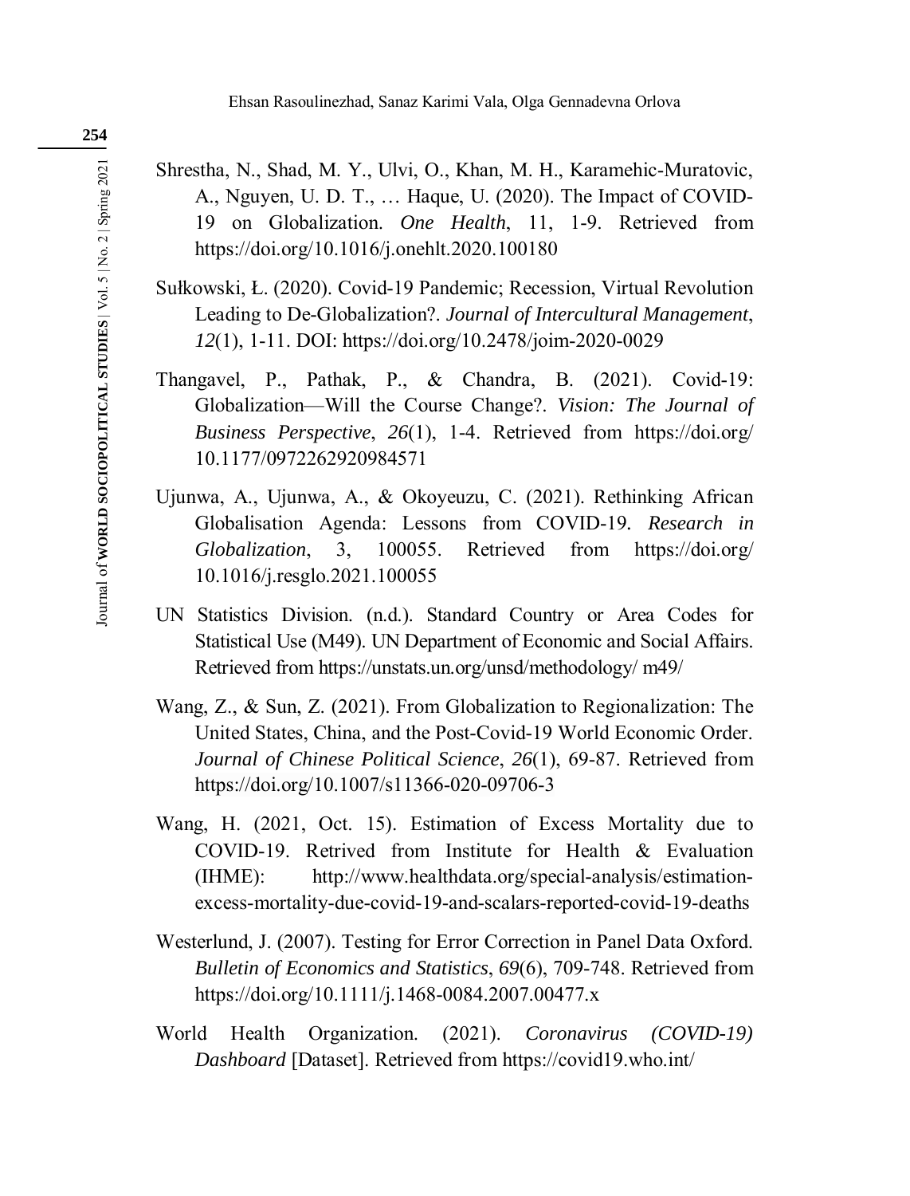Shrestha, N., Shad, M. Y., Ulvi, O., Khan, M. H., Karamehic-Muratovic, A., Nguyen, U. D. T., … Haque, U. (2020). The Impact of COVID-19 on Globalization. *One Health*, 11, 1-9. Retrieved from https://doi.org/10.1016/j.onehlt.2020.100180

Sułkowski, Ł. (2020). Covid-19 Pandemic; Recession, Virtual Revolution Leading to De-Globalization?. *Journal of Intercultural Management*, *12*(1), 1-11. DOI: https://doi.org/10.2478/joim-2020-0029

Thangavel, P., Pathak, P., & Chandra, B. (2021). Covid-19: Globalization—Will the Course Change?. *Vision: The Journal of Business Perspective*, *26*(1), 1-4. Retrieved from https://doi.org/10.1177/0972262920984571

Ujunwa, A., Ujunwa, A., & Okoyeuzu, C. (2021). Rethinking African Globalisation Agenda: Lessons from COVID-19. *Research in Globalization*, 3, 100055. Retrieved from https://doi.org/10.1016/j.resglo.2021.100055

UN Statistics Division. (n.d.). Standard Country or Area Codes for Statistical Use (M49). UN Department of Economic and Social Affairs. Retrieved from https://unstats.un.org/unsd/methodology/ m49/

Wang, Z., & Sun, Z. (2021). From Globalization to Regionalization: The United States, China, and the Post-Covid-19 World Economic Order. *Journal of Chinese Political Science*, *26*(1), 69-87. Retrieved from https://doi.org/10.1007/s11366-020-09706-3

Wang, H. (2021, Oct. 15). Estimation of Excess Mortality due to COVID-19. Retrived from Institute for Health & Evaluation (IHME): http://www.healthdata.org/special-analysis/estimation-excess-mortality-due-covid-19-and-scalars-reported-covid-19-deaths

Westerlund, J. (2007). Testing for Error Correction in Panel Data Oxford. *Bulletin of Economics and Statistics*, *69*(6), 709-748. Retrieved from https://doi.org/10.1111/j.1468-0084.2007.00477.x

World Health Organization. (2021). *Coronavirus (COVID-19) Dashboard* [Dataset]. Retrieved from https://covid19.who.int/